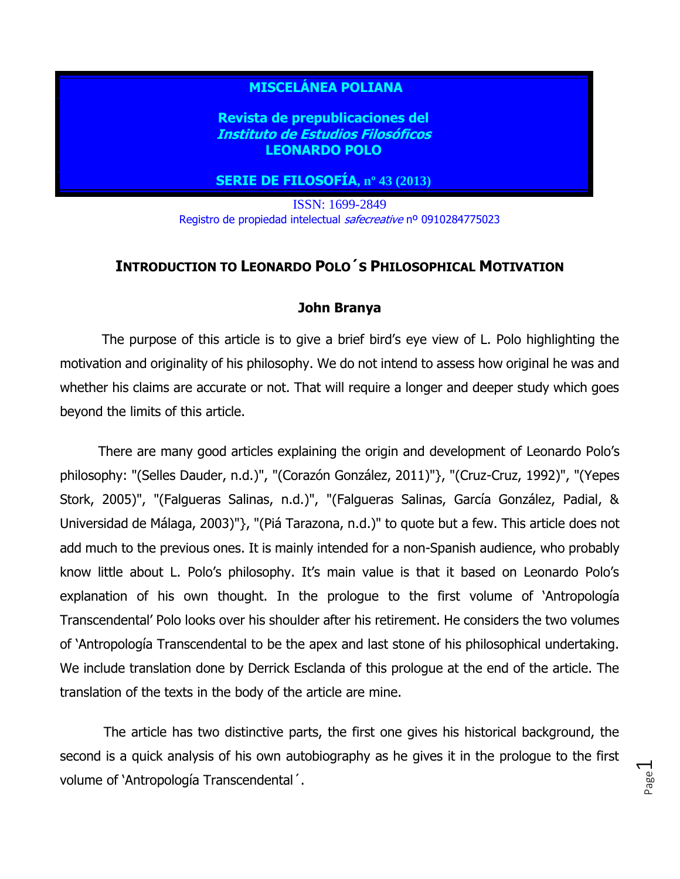**MISCELÁNEA POLIANA**

**Revista de prepublicaciones del *Instituto de Estudios Filosóficos* LEONARDO POLO**

**SERIE DE FILOSOFÍA, nº 43 (2013)**

ISSN: 1699-2849

Registro de propiedad intelectual *safecreative* nº 0910284775023

# INTRODUCTION TO LEONARDO POLO´S PHILOSOPHICAL MOTIVATION

**John Branya**

The purpose of this article is to give a brief bird's eye view of L. Polo highlighting the motivation and originality of his philosophy. We do not intend to assess how original he was and whether his claims are accurate or not. That will require a longer and deeper study which goes beyond the limits of this article.

There are many good articles explaining the origin and development of Leonardo Polo's philosophy: "(Selles Dauder, n.d.)", "(Corazón González, 2011)"}, "(Cruz-Cruz, 1992)", "(Yepes Stork, 2005)", "(Falgueras Salinas, n.d.)", "(Falgueras Salinas, García González, Padial, & Universidad de Málaga, 2003)"}, "(Piá Tarazona, n.d.)" to quote but a few. This article does not add much to the previous ones. It is mainly intended for a non-Spanish audience, who probably know little about L. Polo's philosophy. It's main value is that it based on Leonardo Polo's explanation of his own thought. In the prologue to the first volume of 'Antropología Transcendental' Polo looks over his shoulder after his retirement. He considers the two volumes of 'Antropología Transcendental to be the apex and last stone of his philosophical undertaking. We include translation done by Derrick Esclanda of this prologue at the end of the article. The translation of the texts in the body of the article are mine.

The article has two distinctive parts, the first one gives his historical background, the second is a quick analysis of his own autobiography as he gives it in the prologue to the first volume of 'Antropología Transcendental´.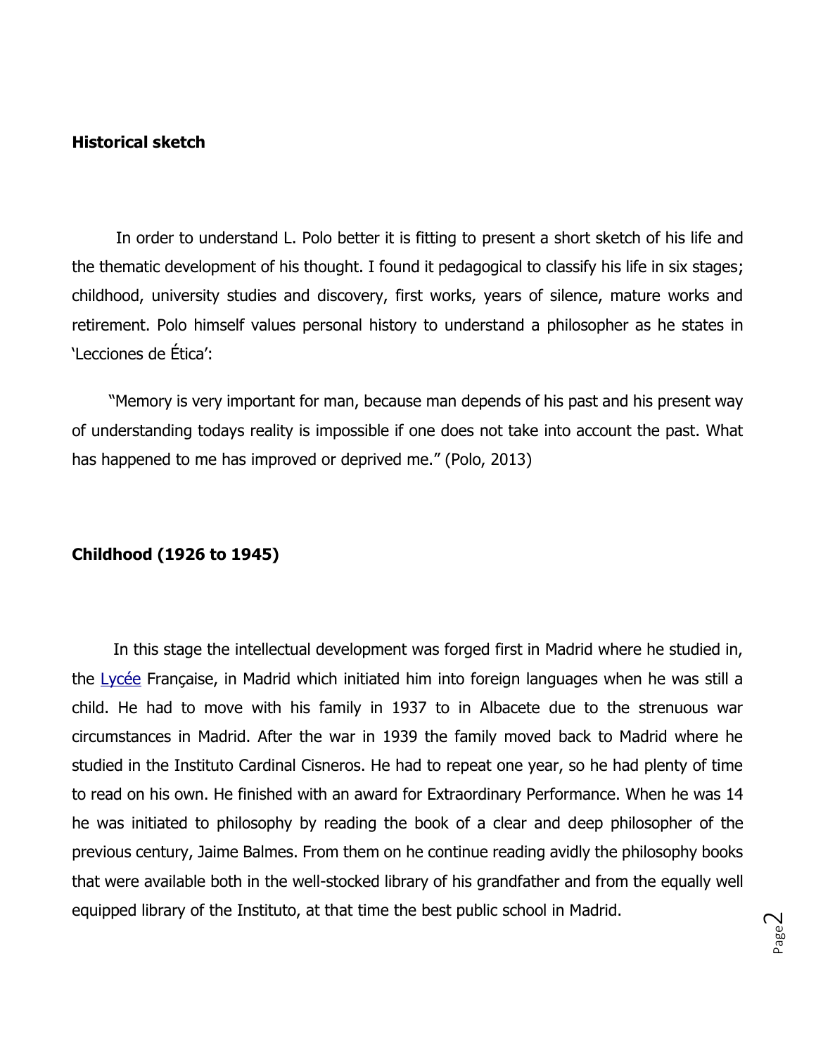**Historical sketch**

In order to understand L. Polo better it is fitting to present a short sketch of his life and the thematic development of his thought. I found it pedagogical to classify his life in six stages; childhood, university studies and discovery, first works, years of silence, mature works and retirement. Polo himself values personal history to understand a philosopher as he states in 'Lecciones de Ética':

"Memory is very important for man, because man depends of his past and his present way of understanding todays reality is impossible if one does not take into account the past. What has happened to me has improved or deprived me." (Polo, 2013)

**Childhood (1926 to 1945)**

In this stage the intellectual development was forged first in Madrid where he studied in, the Lycée Française, in Madrid which initiated him into foreign languages when he was still a child. He had to move with his family in 1937 to in Albacete due to the strenuous war circumstances in Madrid. After the war in 1939 the family moved back to Madrid where he studied in the Instituto Cardinal Cisneros. He had to repeat one year, so he had plenty of time to read on his own. He finished with an award for Extraordinary Performance. When he was 14 he was initiated to philosophy by reading the book of a clear and deep philosopher of the previous century, Jaime Balmes. From them on he continue reading avidly the philosophy books that were available both in the well-stocked library of his grandfather and from the equally well equipped library of the Instituto, at that time the best public school in Madrid.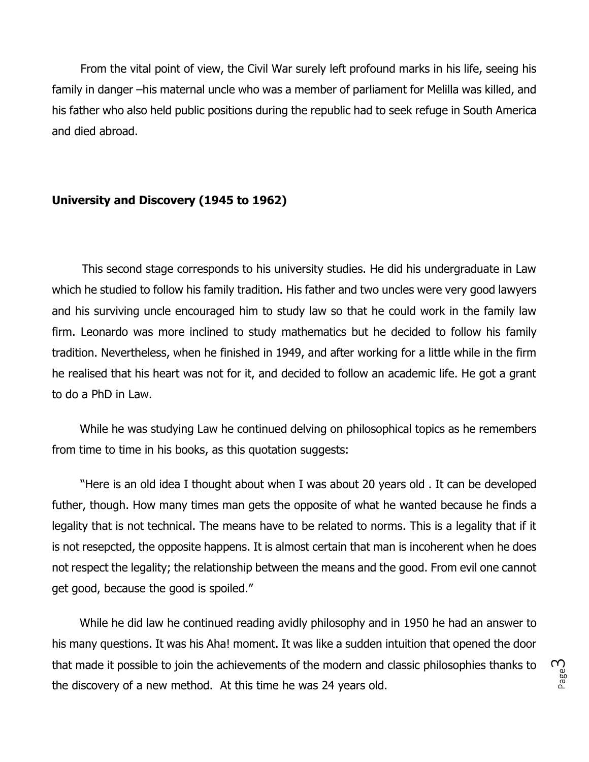From the vital point of view, the Civil War surely left profound marks in his life, seeing his family in danger –his maternal uncle who was a member of parliament for Melilla was killed, and his father who also held public positions during the republic had to seek refuge in South America and died abroad.

**University and Discovery (1945 to 1962)**

This second stage corresponds to his university studies. He did his undergraduate in Law which he studied to follow his family tradition. His father and two uncles were very good lawyers and his surviving uncle encouraged him to study law so that he could work in the family law firm. Leonardo was more inclined to study mathematics but he decided to follow his family tradition. Nevertheless, when he finished in 1949, and after working for a little while in the firm he realised that his heart was not for it, and decided to follow an academic life. He got a grant to do a PhD in Law.

While he was studying Law he continued delving on philosophical topics as he remembers from time to time in his books, as this quotation suggests:

"Here is an old idea I thought about when I was about 20 years old . It can be developed futher, though. How many times man gets the opposite of what he wanted because he finds a legality that is not technical. The means have to be related to norms. This is a legality that if it is not resepcted, the opposite happens. It is almost certain that man is incoherent when he does not respect the legality; the relationship between the means and the good. From evil one cannot get good, because the good is spoiled."

While he did law he continued reading avidly philosophy and in 1950 he had an answer to his many questions. It was his Aha! moment. It was like a sudden intuition that opened the door that made it possible to join the achievements of the modern and classic philosophies thanks to the discovery of a new method. At this time he was 24 years old.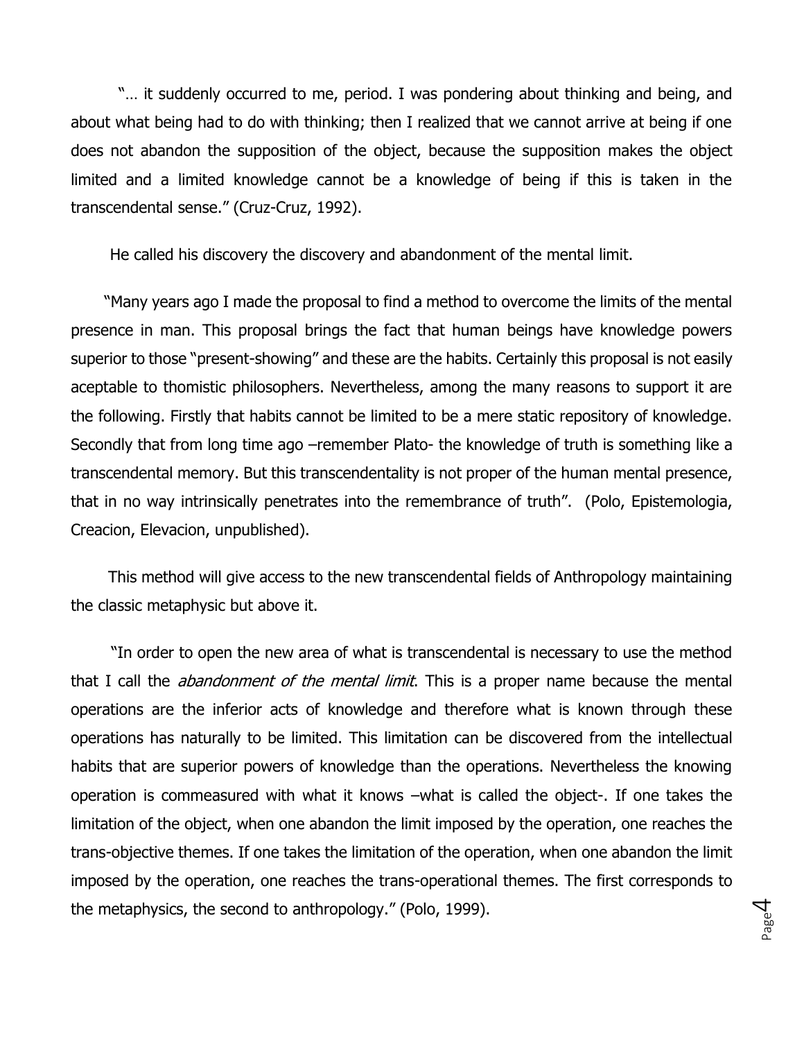"… it suddenly occurred to me, period. I was pondering about thinking and being, and about what being had to do with thinking; then I realized that we cannot arrive at being if one does not abandon the supposition of the object, because the supposition makes the object limited and a limited knowledge cannot be a knowledge of being if this is taken in the transcendental sense." (Cruz-Cruz, 1992).

He called his discovery the discovery and abandonment of the mental limit.

"Many years ago I made the proposal to find a method to overcome the limits of the mental presence in man. This proposal brings the fact that human beings have knowledge powers superior to those "present-showing" and these are the habits. Certainly this proposal is not easily aceptable to thomistic philosophers. Nevertheless, among the many reasons to support it are the following. Firstly that habits cannot be limited to be a mere static repository of knowledge. Secondly that from long time ago –remember Plato- the knowledge of truth is something like a transcendental memory. But this transcendentality is not proper of the human mental presence, that in no way intrinsically penetrates into the remembrance of truth". (Polo, Epistemologia, Creacion, Elevacion, unpublished).

This method will give access to the new transcendental fields of Anthropology maintaining the classic metaphysic but above it.

"In order to open the new area of what is transcendental is necessary to use the method that I call the *abandonment of the mental limit*. This is a proper name because the mental operations are the inferior acts of knowledge and therefore what is known through these operations has naturally to be limited. This limitation can be discovered from the intellectual habits that are superior powers of knowledge than the operations. Nevertheless the knowing operation is commeasured with what it knows –what is called the object-. If one takes the limitation of the object, when one abandon the limit imposed by the operation, one reaches the trans-objective themes. If one takes the limitation of the operation, when one abandon the limit imposed by the operation, one reaches the trans-operational themes. The first corresponds to the metaphysics, the second to anthropology." (Polo, 1999).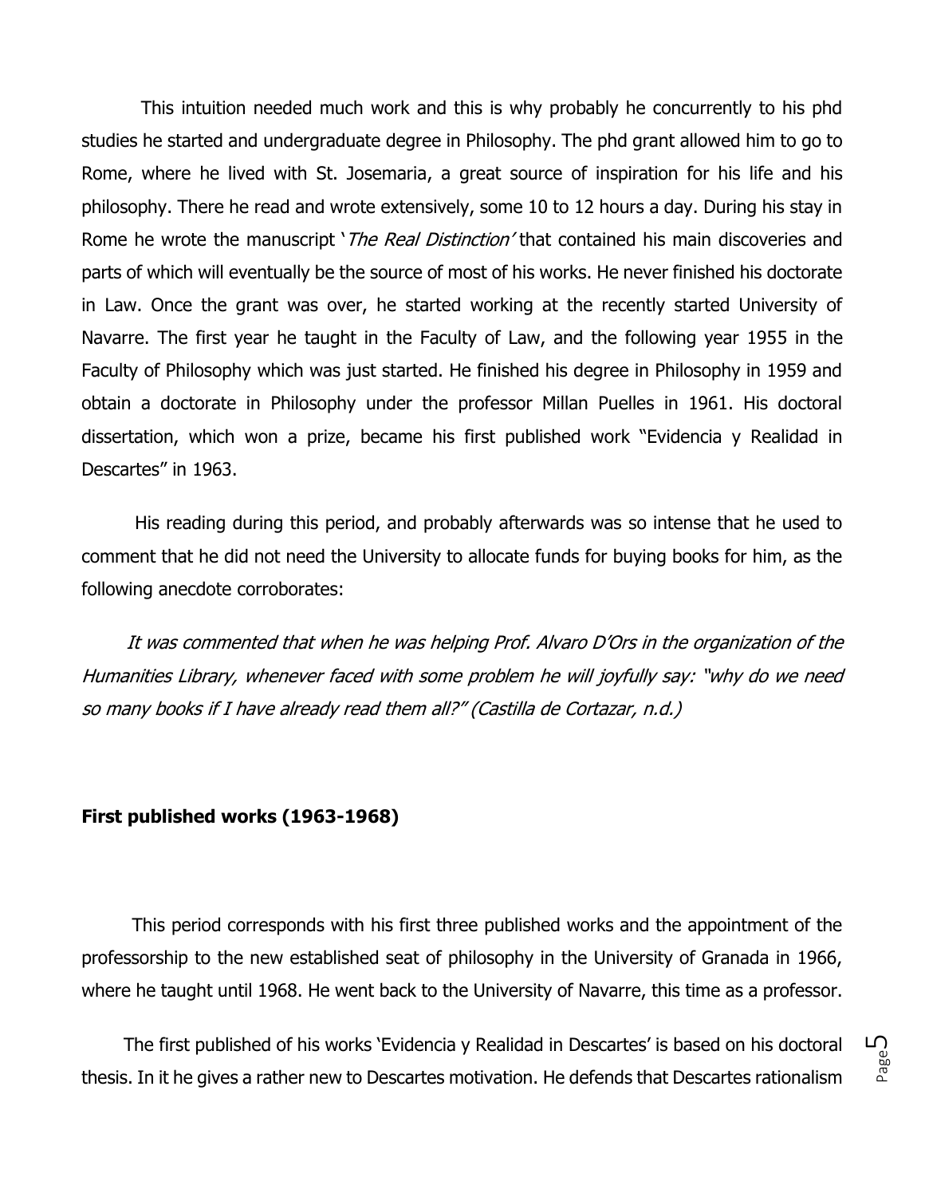This intuition needed much work and this is why probably he concurrently to his phd studies he started and undergraduate degree in Philosophy. The phd grant allowed him to go to Rome, where he lived with St. Josemaria, a great source of inspiration for his life and his philosophy. There he read and wrote extensively, some 10 to 12 hours a day. During his stay in Rome he wrote the manuscript '*The Real Distinction'* that contained his main discoveries and parts of which will eventually be the source of most of his works. He never finished his doctorate in Law. Once the grant was over, he started working at the recently started University of Navarre. The first year he taught in the Faculty of Law, and the following year 1955 in the Faculty of Philosophy which was just started. He finished his degree in Philosophy in 1959 and obtain a doctorate in Philosophy under the professor Millan Puelles in 1961. His doctoral dissertation, which won a prize, became his first published work "Evidencia y Realidad in Descartes" in 1963.

His reading during this period, and probably afterwards was so intense that he used to comment that he did not need the University to allocate funds for buying books for him, as the following anecdote corroborates:

*It was commented that when he was helping Prof. Alvaro D'Ors in the organization of the Humanities Library, whenever faced with some problem he will joyfully say: "why do we need so many books if I have already read them all?" (Castilla de Cortazar, n.d.)*

**First published works (1963-1968)**

This period corresponds with his first three published works and the appointment of the professorship to the new established seat of philosophy in the University of Granada in 1966, where he taught until 1968. He went back to the University of Navarre, this time as a professor.

The first published of his works 'Evidencia y Realidad in Descartes' is based on his doctoral thesis. In it he gives a rather new to Descartes motivation. He defends that Descartes rationalism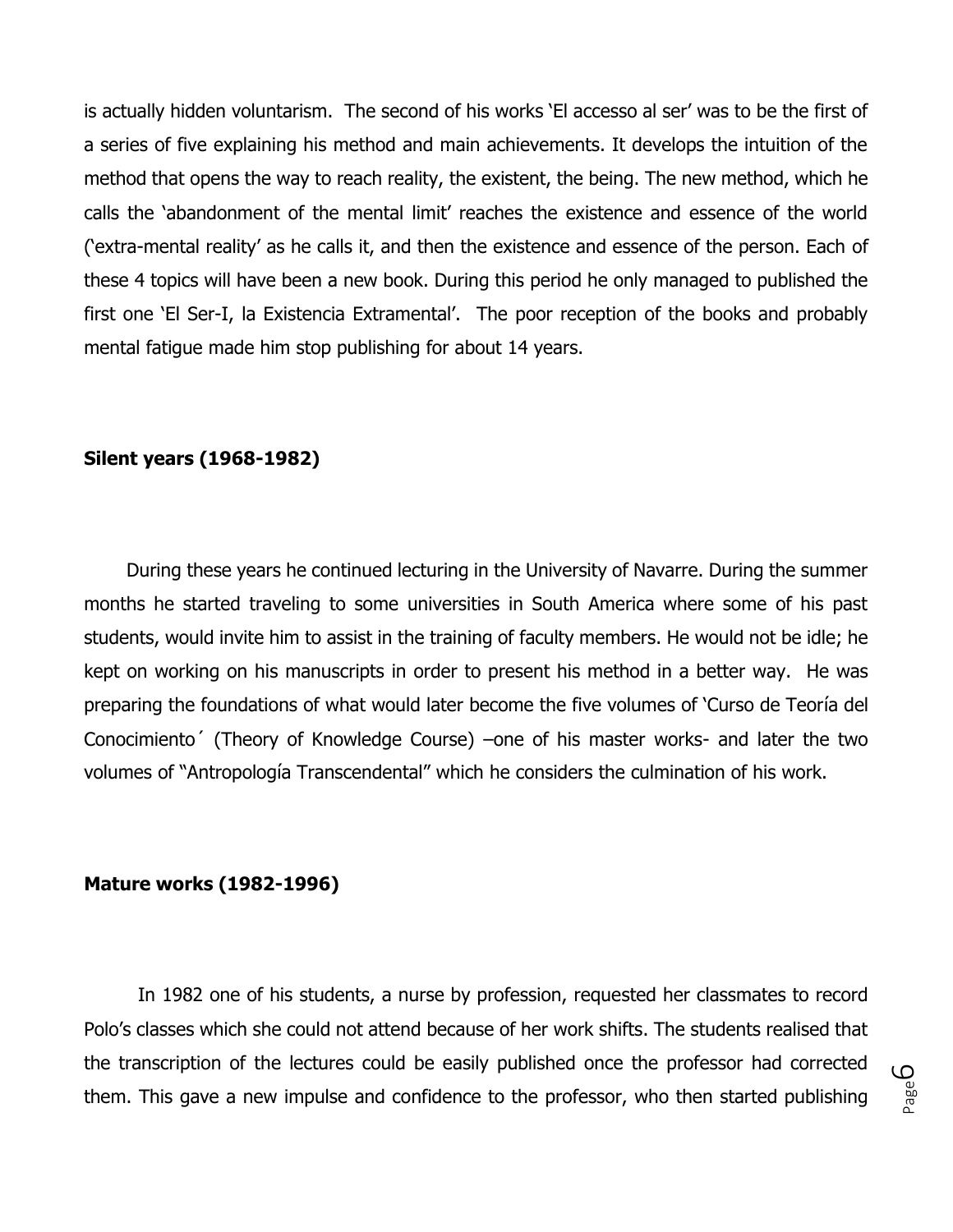is actually hidden voluntarism. The second of his works 'El accesso al ser' was to be the first of a series of five explaining his method and main achievements. It develops the intuition of the method that opens the way to reach reality, the existent, the being. The new method, which he calls the 'abandonment of the mental limit' reaches the existence and essence of the world ('extra-mental reality' as he calls it, and then the existence and essence of the person. Each of these 4 topics will have been a new book. During this period he only managed to published the first one 'El Ser-I, la Existencia Extramental'. The poor reception of the books and probably mental fatigue made him stop publishing for about 14 years.

**Silent years (1968-1982)**

During these years he continued lecturing in the University of Navarre. During the summer months he started traveling to some universities in South America where some of his past students, would invite him to assist in the training of faculty members. He would not be idle; he kept on working on his manuscripts in order to present his method in a better way. He was preparing the foundations of what would later become the five volumes of 'Curso de Teoría del Conocimiento´ (Theory of Knowledge Course) –one of his master works- and later the two volumes of "Antropología Transcendental" which he considers the culmination of his work.

**Mature works (1982-1996)**

In 1982 one of his students, a nurse by profession, requested her classmates to record Polo's classes which she could not attend because of her work shifts. The students realised that the transcription of the lectures could be easily published once the professor had corrected them. This gave a new impulse and confidence to the professor, who then started publishing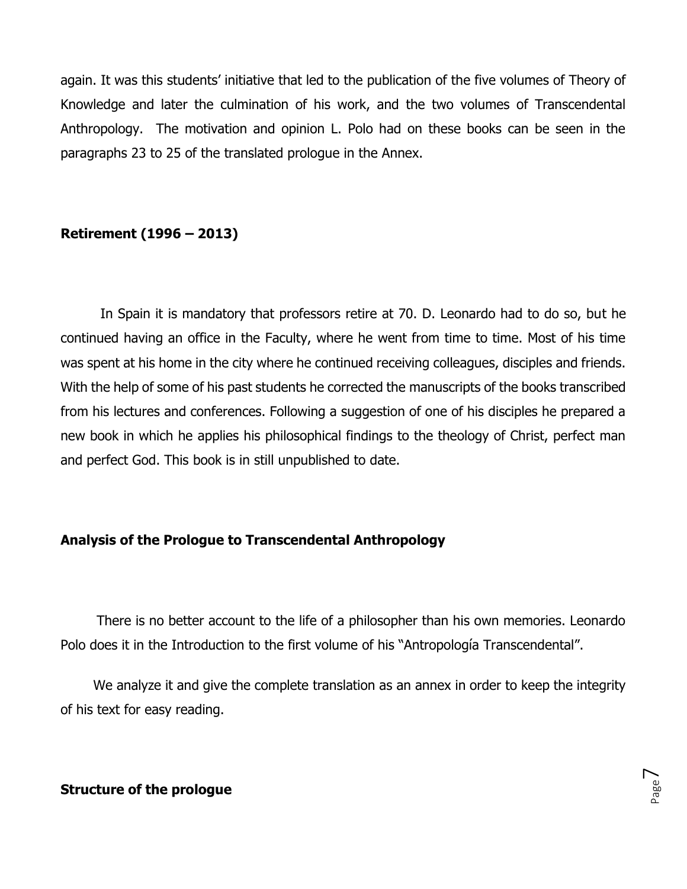again. It was this students' initiative that led to the publication of the five volumes of Theory of Knowledge and later the culmination of his work, and the two volumes of Transcendental Anthropology.  The motivation and opinion L. Polo had on these books can be seen in the paragraphs 23 to 25 of the translated prologue in the Annex.

## Retirement (1996 – 2013)

In Spain it is mandatory that professors retire at 70. D. Leonardo had to do so, but he continued having an office in the Faculty, where he went from time to time. Most of his time was spent at his home in the city where he continued receiving colleagues, disciples and friends. With the help of some of his past students he corrected the manuscripts of the books transcribed from his lectures and conferences. Following a suggestion of one of his disciples he prepared a new book in which he applies his philosophical findings to the theology of Christ, perfect man and perfect God. This book is in still unpublished to date.

## Analysis of the Prologue to Transcendental Anthropology

There is no better account to the life of a philosopher than his own memories. Leonardo Polo does it in the Introduction to the first volume of his "Antropología Transcendental".

We analyze it and give the complete translation as an annex in order to keep the integrity of his text for easy reading.

## Structure of the prologue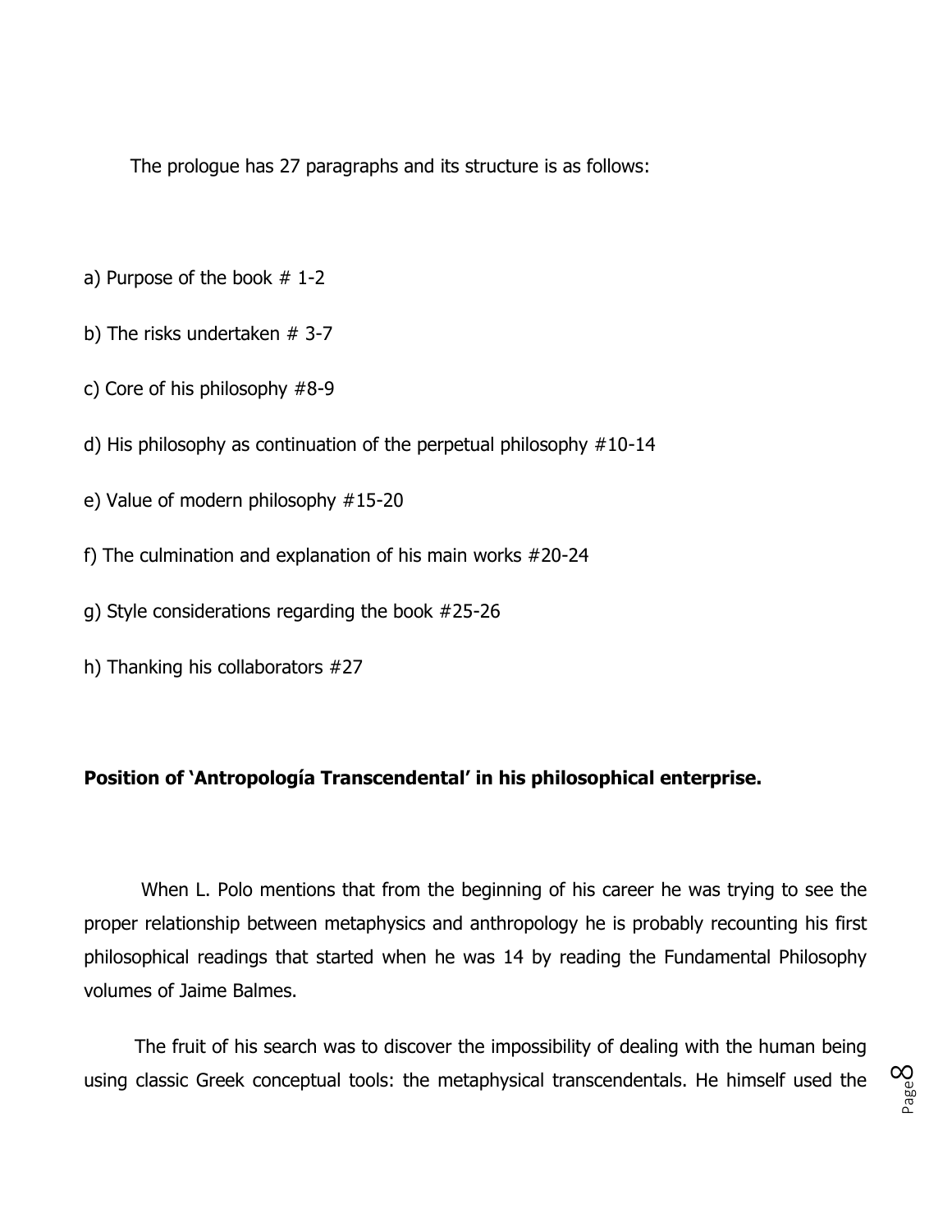The prologue has 27 paragraphs and its structure is as follows:

a) Purpose of the book # 1-2

b) The risks undertaken # 3-7

c) Core of his philosophy #8-9

d) His philosophy as continuation of the perpetual philosophy #10-14

e) Value of modern philosophy #15-20

f) The culmination and explanation of his main works #20-24

g) Style considerations regarding the book #25-26

h) Thanking his collaborators #27

**Position of 'Antropología Transcendental' in his philosophical enterprise.**

When L. Polo mentions that from the beginning of his career he was trying to see the proper relationship between metaphysics and anthropology he is probably recounting his first philosophical readings that started when he was 14 by reading the Fundamental Philosophy volumes of Jaime Balmes.

The fruit of his search was to discover the impossibility of dealing with the human being using classic Greek conceptual tools: the metaphysical transcendentals. He himself used the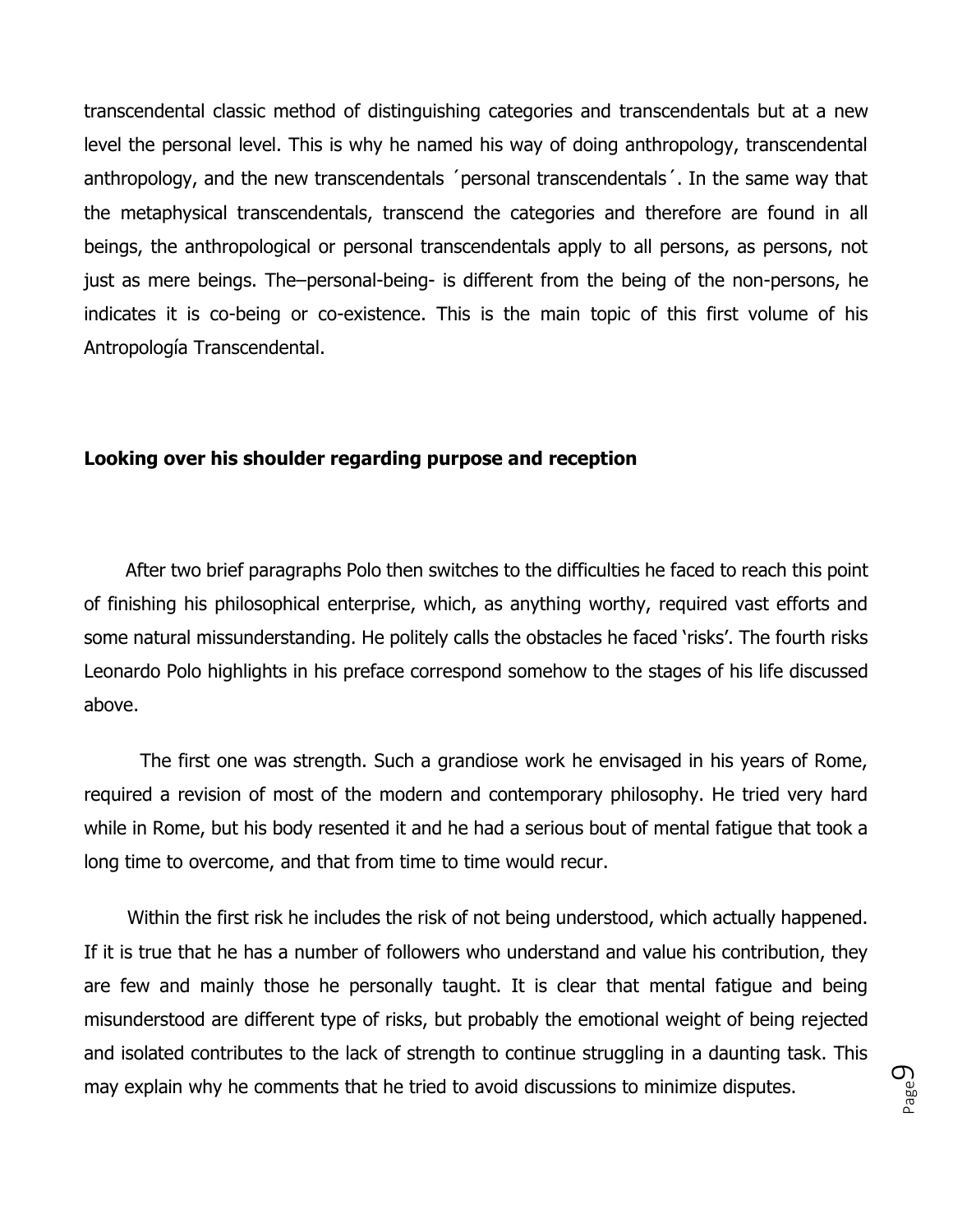transcendental classic method of distinguishing categories and transcendentals but at a new level the personal level. This is why he named his way of doing anthropology, transcendental anthropology, and the new transcendentals ´personal transcendentals´. In the same way that the metaphysical transcendentals, transcend the categories and therefore are found in all beings, the anthropological or personal transcendentals apply to all persons, as persons, not just as mere beings. The–personal-being- is different from the being of the non-persons, he indicates it is co-being or co-existence. This is the main topic of this first volume of his Antropología Transcendental.

## Looking over his shoulder regarding purpose and reception

After two brief paragraphs Polo then switches to the difficulties he faced to reach this point of finishing his philosophical enterprise, which, as anything worthy, required vast efforts and some natural missunderstanding. He politely calls the obstacles he faced 'risks'. The fourth risks Leonardo Polo highlights in his preface correspond somehow to the stages of his life discussed above.

The first one was strength. Such a grandiose work he envisaged in his years of Rome, required a revision of most of the modern and contemporary philosophy. He tried very hard while in Rome, but his body resented it and he had a serious bout of mental fatigue that took a long time to overcome, and that from time to time would recur.

Within the first risk he includes the risk of not being understood, which actually happened. If it is true that he has a number of followers who understand and value his contribution, they are few and mainly those he personally taught. It is clear that mental fatigue and being misunderstood are different type of risks, but probably the emotional weight of being rejected and isolated contributes to the lack of strength to continue struggling in a daunting task. This may explain why he comments that he tried to avoid discussions to minimize disputes.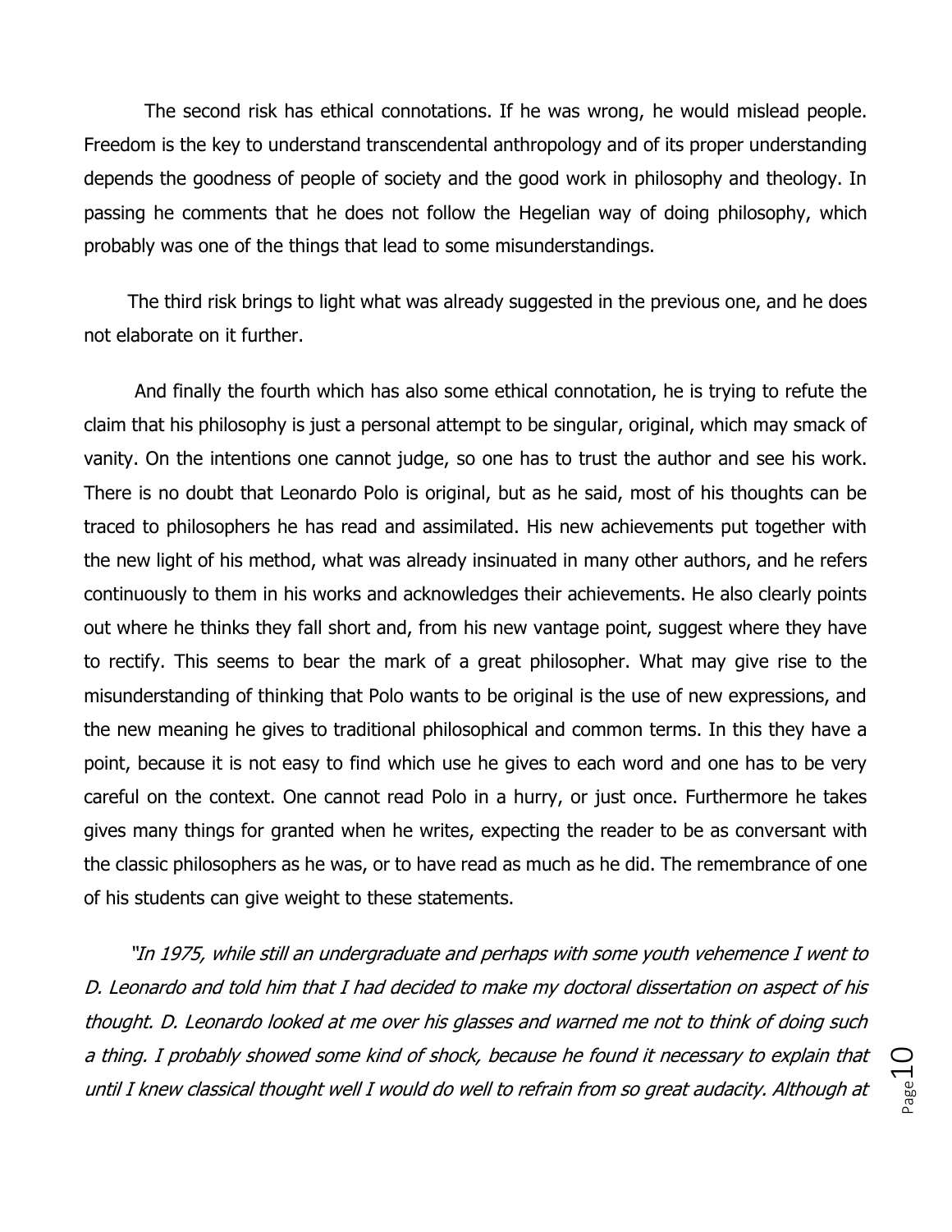The second risk has ethical connotations. If he was wrong, he would mislead people. Freedom is the key to understand transcendental anthropology and of its proper understanding depends the goodness of people of society and the good work in philosophy and theology. In passing he comments that he does not follow the Hegelian way of doing philosophy, which probably was one of the things that lead to some misunderstandings.

The third risk brings to light what was already suggested in the previous one, and he does not elaborate on it further.

And finally the fourth which has also some ethical connotation, he is trying to refute the claim that his philosophy is just a personal attempt to be singular, original, which may smack of vanity. On the intentions one cannot judge, so one has to trust the author and see his work. There is no doubt that Leonardo Polo is original, but as he said, most of his thoughts can be traced to philosophers he has read and assimilated. His new achievements put together with the new light of his method, what was already insinuated in many other authors, and he refers continuously to them in his works and acknowledges their achievements. He also clearly points out where he thinks they fall short and, from his new vantage point, suggest where they have to rectify. This seems to bear the mark of a great philosopher. What may give rise to the misunderstanding of thinking that Polo wants to be original is the use of new expressions, and the new meaning he gives to traditional philosophical and common terms. In this they have a point, because it is not easy to find which use he gives to each word and one has to be very careful on the context. One cannot read Polo in a hurry, or just once. Furthermore he takes gives many things for granted when he writes, expecting the reader to be as conversant with the classic philosophers as he was, or to have read as much as he did. The remembrance of one of his students can give weight to these statements.

*"In 1975, while still an undergraduate and perhaps with some youth vehemence I went to D. Leonardo and told him that I had decided to make my doctoral dissertation on aspect of his thought. D. Leonardo looked at me over his glasses and warned me not to think of doing such a thing. I probably showed some kind of shock, because he found it necessary to explain that until I knew classical thought well I would do well to refrain from so great audacity. Although at*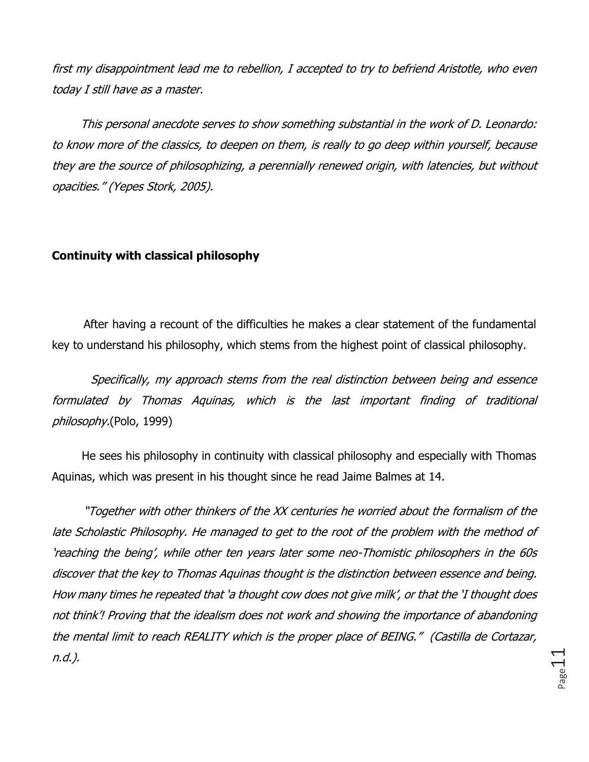*first my disappointment lead me to rebellion, I accepted to try to befriend Aristotle, who even today I still have as a master.*

*This personal anecdote serves to show something substantial in the work of D. Leonardo: to know more of the classics, to deepen on them, is really to go deep within yourself, because they are the source of philosophizing, a perennially renewed origin, with latencies, but without opacities." (Yepes Stork, 2005).*

**Continuity with classical philosophy**

After having a recount of the difficulties he makes a clear statement of the fundamental key to understand his philosophy, which stems from the highest point of classical philosophy.

*Specifically, my approach stems from the real distinction between being and essence formulated by Thomas Aquinas, which is the last important finding of traditional philosophy.*(Polo, 1999)

He sees his philosophy in continuity with classical philosophy and especially with Thomas Aquinas, which was present in his thought since he read Jaime Balmes at 14.

*"Together with other thinkers of the XX centuries he worried about the formalism of the late Scholastic Philosophy. He managed to get to the root of the problem with the method of 'reaching the being', while other ten years later some neo-Thomistic philosophers in the 60s discover that the key to Thomas Aquinas thought is the distinction between essence and being. How many times he repeated that 'a thought cow does not give milk', or that the 'I thought does not think'! Proving that the idealism does not work and showing the importance of abandoning the mental limit to reach REALITY which is the proper place of BEING." (Castilla de Cortazar, n.d.).*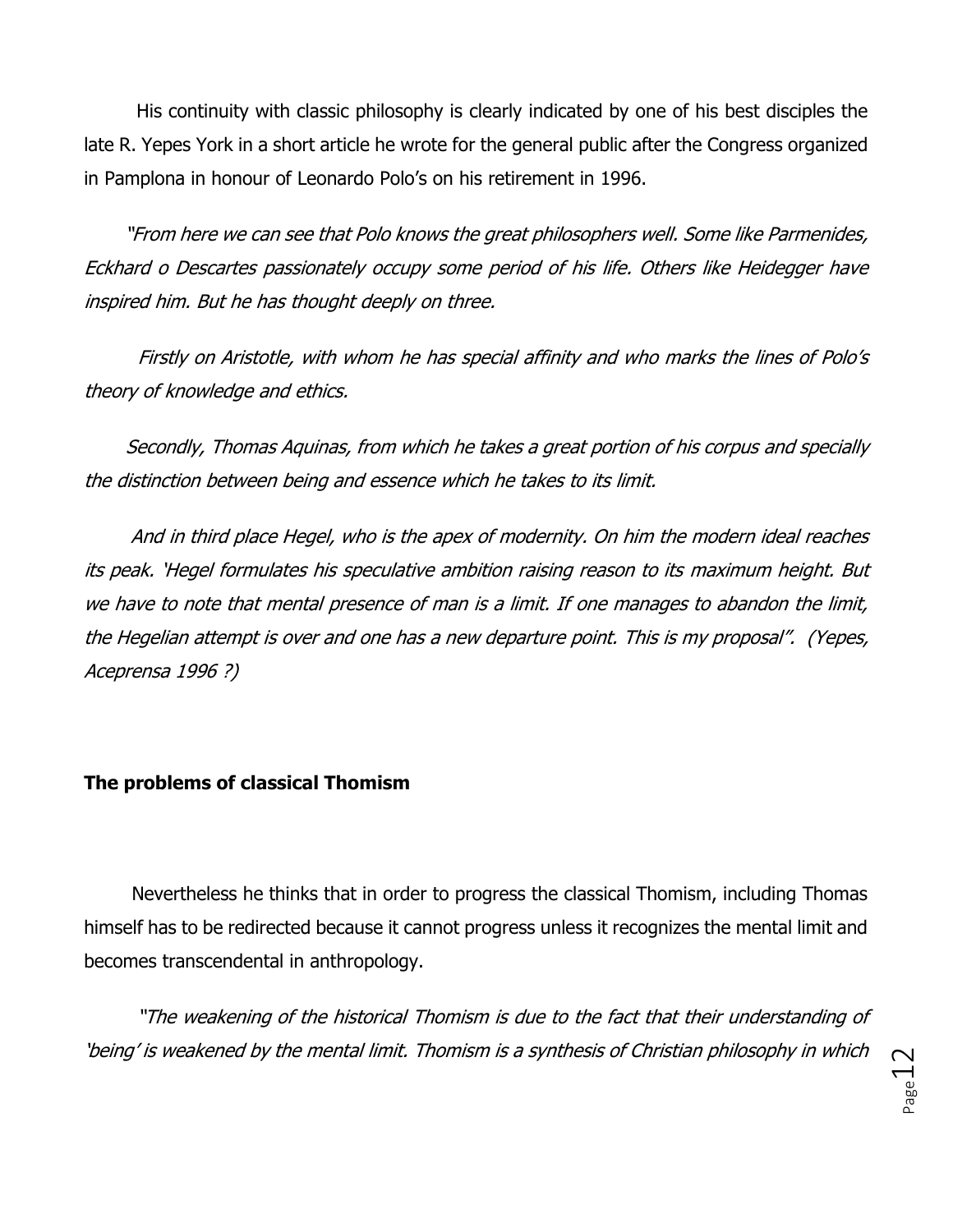His continuity with classic philosophy is clearly indicated by one of his best disciples the late R. Yepes York in a short article he wrote for the general public after the Congress organized in Pamplona in honour of Leonardo Polo's on his retirement in 1996.

*"From here we can see that Polo knows the great philosophers well. Some like Parmenides, Eckhard o Descartes passionately occupy some period of his life. Others like Heidegger have inspired him. But he has thought deeply on three.*

*Firstly on Aristotle, with whom he has special affinity and who marks the lines of Polo's theory of knowledge and ethics.*

*Secondly, Thomas Aquinas, from which he takes a great portion of his corpus and specially the distinction between being and essence which he takes to its limit.*

*And in third place Hegel, who is the apex of modernity. On him the modern ideal reaches its peak. 'Hegel formulates his speculative ambition raising reason to its maximum height. But we have to note that mental presence of man is a limit. If one manages to abandon the limit, the Hegelian attempt is over and one has a new departure point. This is my proposal". (Yepes, Aceprensa 1996 ?)*

**The problems of classical Thomism**

Nevertheless he thinks that in order to progress the classical Thomism, including Thomas himself has to be redirected because it cannot progress unless it recognizes the mental limit and becomes transcendental in anthropology.

*"The weakening of the historical Thomism is due to the fact that their understanding of 'being' is weakened by the mental limit. Thomism is a synthesis of Christian philosophy in which*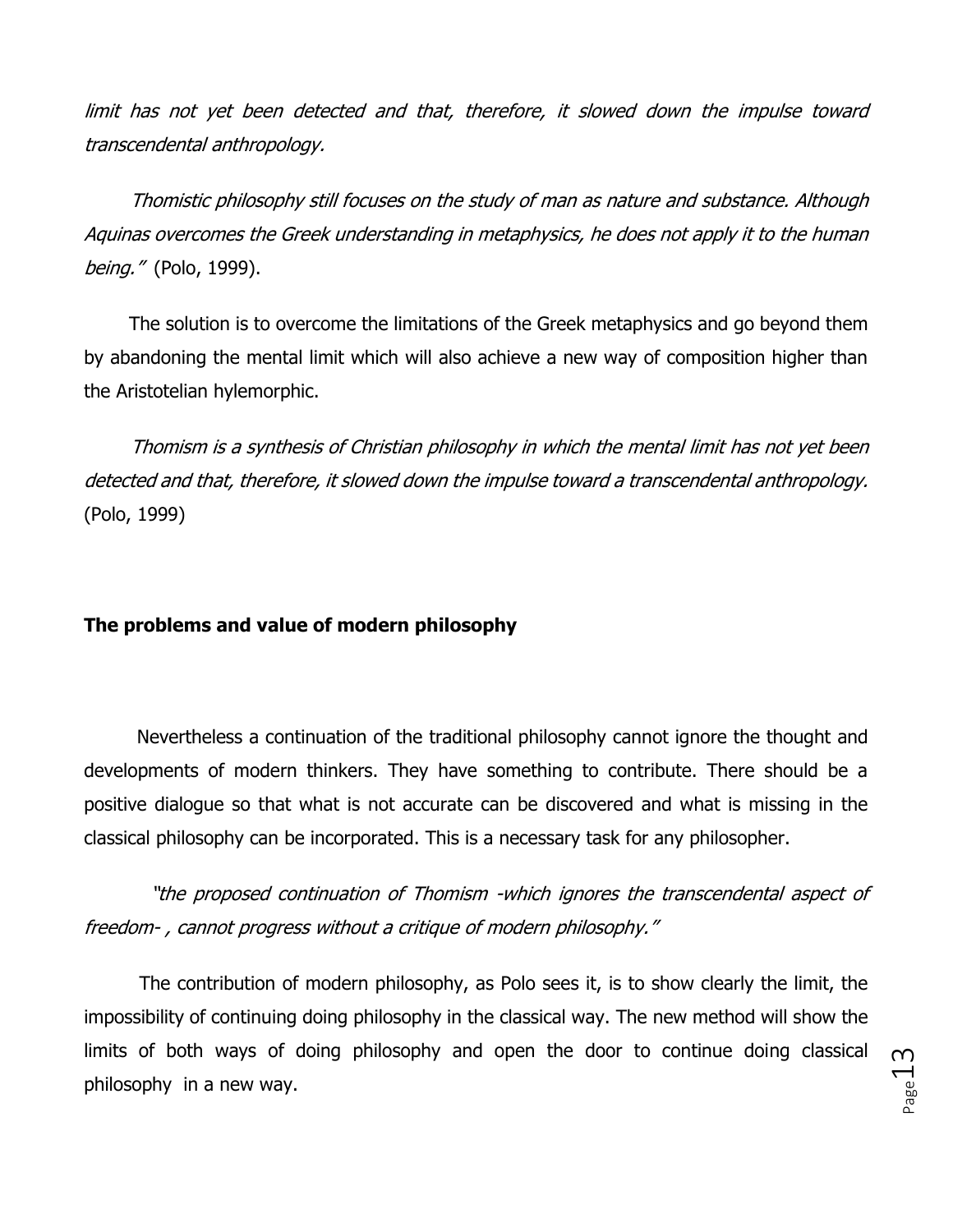*limit has not yet been detected and that, therefore, it slowed down the impulse toward transcendental anthropology.*

*Thomistic philosophy still focuses on the study of man as nature and substance. Although Aquinas overcomes the Greek understanding in metaphysics, he does not apply it to the human being."* (Polo, 1999).

The solution is to overcome the limitations of the Greek metaphysics and go beyond them by abandoning the mental limit which will also achieve a new way of composition higher than the Aristotelian hylemorphic.

*Thomism is a synthesis of Christian philosophy in which the mental limit has not yet been detected and that, therefore, it slowed down the impulse toward a transcendental anthropology.* (Polo, 1999)

**The problems and value of modern philosophy**

Nevertheless a continuation of the traditional philosophy cannot ignore the thought and developments of modern thinkers. They have something to contribute. There should be a positive dialogue so that what is not accurate can be discovered and what is missing in the classical philosophy can be incorporated. This is a necessary task for any philosopher.

*"the proposed continuation of Thomism -which ignores the transcendental aspect of freedom- , cannot progress without a critique of modern philosophy."*

The contribution of modern philosophy, as Polo sees it, is to show clearly the limit, the impossibility of continuing doing philosophy in the classical way. The new method will show the limits of both ways of doing philosophy and open the door to continue doing classical philosophy in a new way.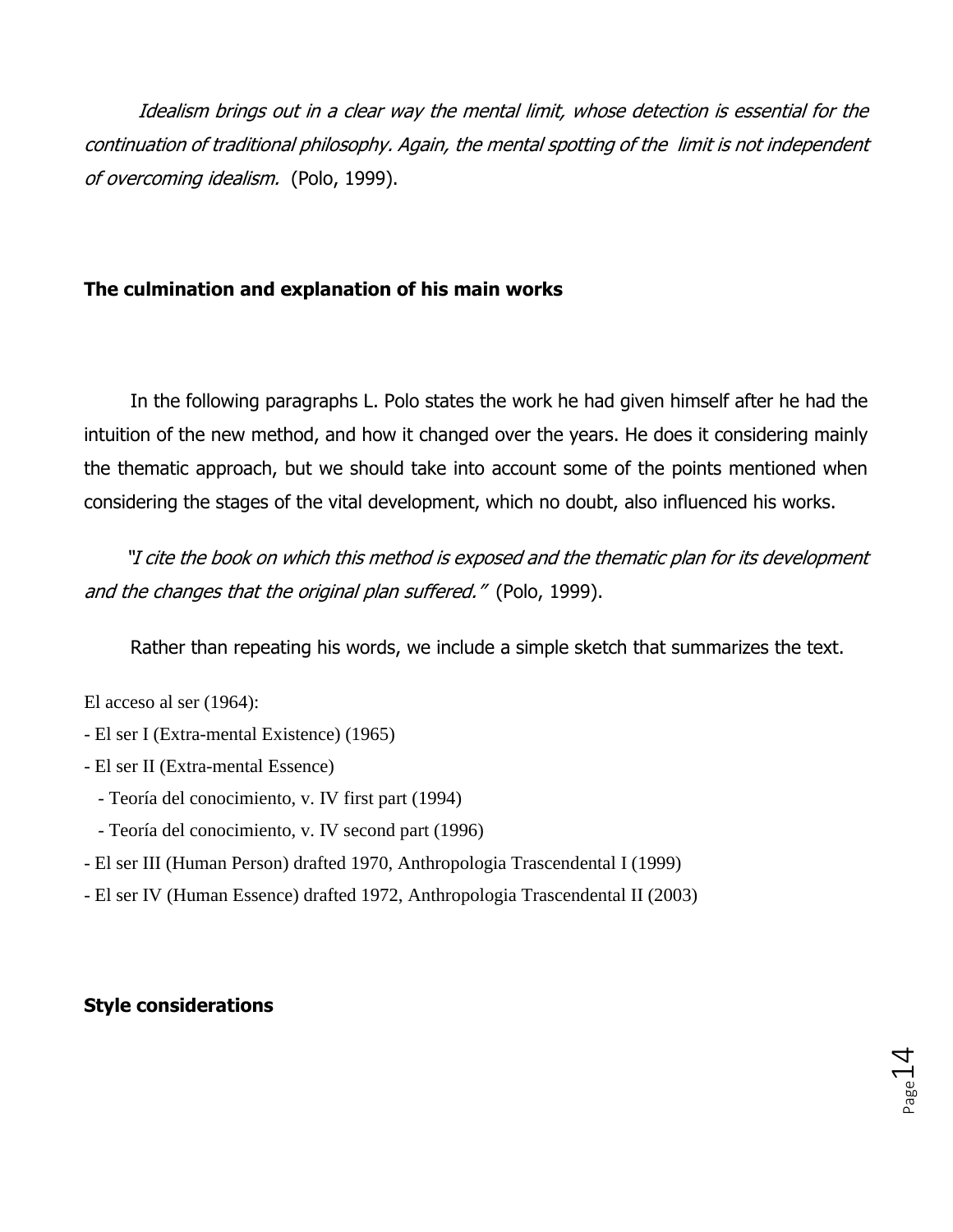*Idealism brings out in a clear way the mental limit, whose detection is essential for the continuation of traditional philosophy. Again, the mental spotting of the limit is not independent of overcoming idealism.* (Polo, 1999).

## The culmination and explanation of his main works

In the following paragraphs L. Polo states the work he had given himself after he had the intuition of the new method, and how it changed over the years. He does it considering mainly the thematic approach, but we should take into account some of the points mentioned when considering the stages of the vital development, which no doubt, also influenced his works.

*"I cite the book on which this method is exposed and the thematic plan for its development and the changes that the original plan suffered."* (Polo, 1999).

Rather than repeating his words, we include a simple sketch that summarizes the text.

El acceso al ser (1964):

- El ser I (Extra-mental Existence) (1965)
- El ser II (Extra-mental Essence)
  - Teoría del conocimiento, v. IV first part (1994)
  - Teoría del conocimiento, v. IV second part (1996)
- El ser III (Human Person) drafted 1970, Anthropologia Trascendental I (1999)
- El ser IV (Human Essence) drafted 1972, Anthropologia Trascendental II (2003)

## Style considerations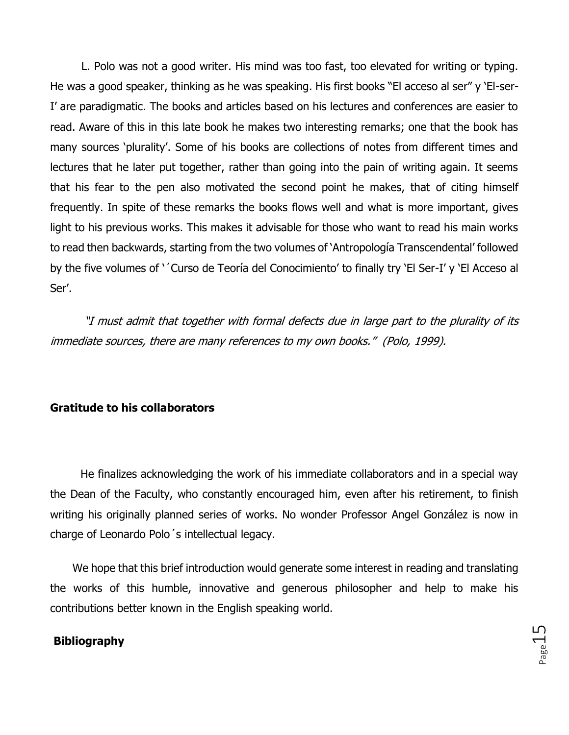L. Polo was not a good writer. His mind was too fast, too elevated for writing or typing. He was a good speaker, thinking as he was speaking. His first books "El acceso al ser" y 'El-ser-I' are paradigmatic. The books and articles based on his lectures and conferences are easier to read. Aware of this in this late book he makes two interesting remarks; one that the book has many sources 'plurality'. Some of his books are collections of notes from different times and lectures that he later put together, rather than going into the pain of writing again. It seems that his fear to the pen also motivated the second point he makes, that of citing himself frequently. In spite of these remarks the books flows well and what is more important, gives light to his previous works. This makes it advisable for those who want to read his main works to read then backwards, starting from the two volumes of 'Antropología Transcendental' followed by the five volumes of '´Curso de Teoría del Conocimiento' to finally try 'El Ser-I' y 'El Acceso al Ser'.

*"I must admit that together with formal defects due in large part to the plurality of its immediate sources, there are many references to my own books." (Polo, 1999).*

**Gratitude to his collaborators**

He finalizes acknowledging the work of his immediate collaborators and in a special way the Dean of the Faculty, who constantly encouraged him, even after his retirement, to finish writing his originally planned series of works. No wonder Professor Angel González is now in charge of Leonardo Polo´s intellectual legacy.

We hope that this brief introduction would generate some interest in reading and translating the works of this humble, innovative and generous philosopher and help to make his contributions better known in the English speaking world.

**Bibliography**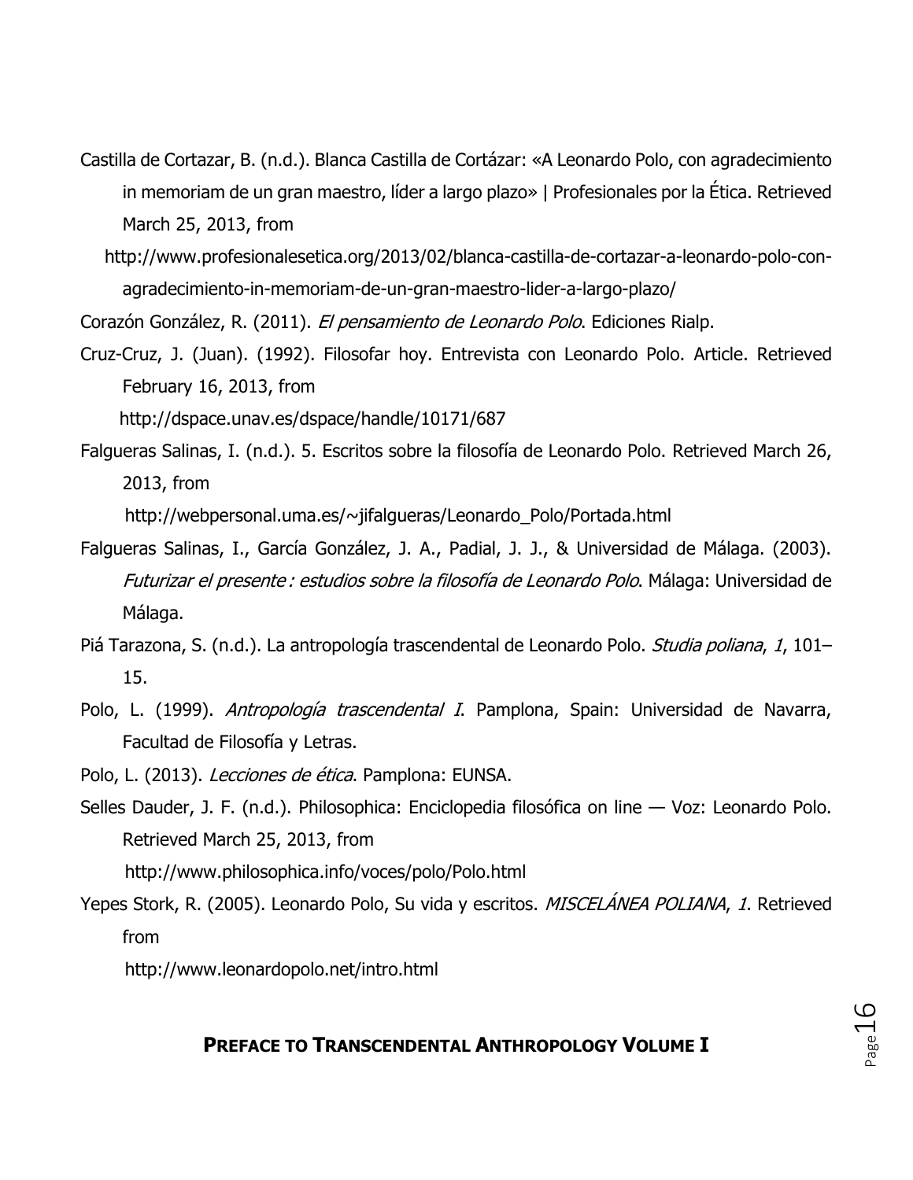Castilla de Cortazar, B. (n.d.). Blanca Castilla de Cortázar: «A Leonardo Polo, con agradecimiento in memoriam de un gran maestro, líder a largo plazo» | Profesionales por la Ética. Retrieved March 25, 2013, from http://www.profesionalesetica.org/2013/02/blanca-castilla-de-cortazar-a-leonardo-polo-con-agradecimiento-in-memoriam-de-un-gran-maestro-lider-a-largo-plazo/

Corazón González, R. (2011). *El pensamiento de Leonardo Polo*. Ediciones Rialp.

Cruz-Cruz, J. (Juan). (1992). Filosofar hoy. Entrevista con Leonardo Polo. Article. Retrieved February 16, 2013, from http://dspace.unav.es/dspace/handle/10171/687

Falgueras Salinas, I. (n.d.). 5. Escritos sobre la filosofía de Leonardo Polo. Retrieved March 26, 2013, from http://webpersonal.uma.es/~jifalgueras/Leonardo_Polo/Portada.html

Falgueras Salinas, I., García González, J. A., Padial, J. J., & Universidad de Málaga. (2003). *Futurizar el presente : estudios sobre la filosofía de Leonardo Polo*. Málaga: Universidad de Málaga.

Piá Tarazona, S. (n.d.). La antropología trascendental de Leonardo Polo. *Studia poliana*, *1*, 101–15.

Polo, L. (1999). *Antropología trascendental I*. Pamplona, Spain: Universidad de Navarra, Facultad de Filosofía y Letras.

Polo, L. (2013). *Lecciones de ética*. Pamplona: EUNSA.

Selles Dauder, J. F. (n.d.). Philosophica: Enciclopedia filosófica on line — Voz: Leonardo Polo. Retrieved March 25, 2013, from http://www.philosophica.info/voces/polo/Polo.html

Yepes Stork, R. (2005). Leonardo Polo, Su vida y escritos. *MISCELÁNEA POLIANA*, *1*. Retrieved from http://www.leonardopolo.net/intro.html

## **PREFACE TO TRANSCENDENTAL ANTHROPOLOGY VOLUME I**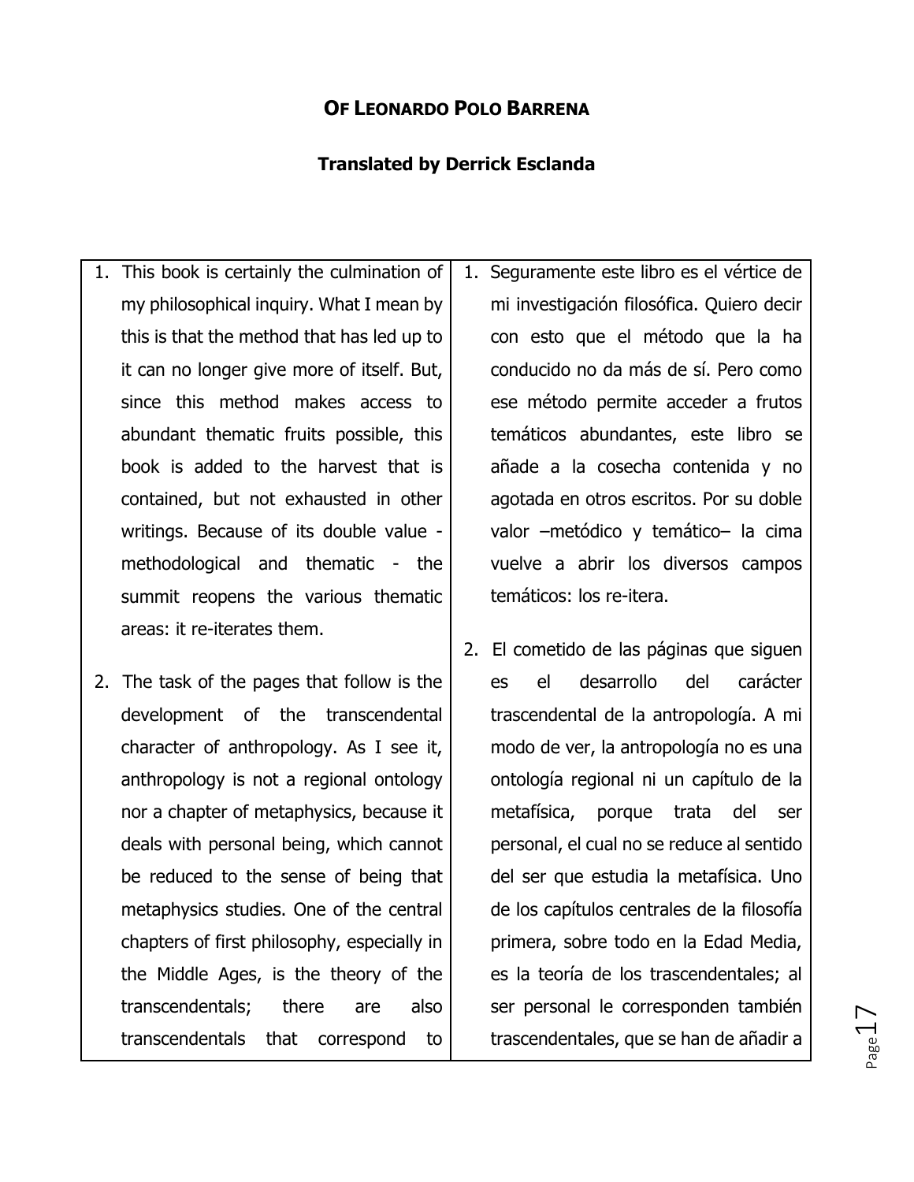**OF LEONARDO POLO BARRENA**

**Translated by Derrick Esclanda**

| | |
|---|---|
| 1. This book is certainly the culmination of my philosophical inquiry. What I mean by this is that the method that has led up to it can no longer give more of itself. But, since this method makes access to abundant thematic fruits possible, this book is added to the harvest that is contained, but not exhausted in other writings. Because of its double value - methodological and thematic - the summit reopens the various thematic areas: it re-iterates them. | 1. Seguramente este libro es el vértice de mi investigación filosófica. Quiero decir con esto que el método que la ha conducido no da más de sí. Pero como ese método permite acceder a frutos temáticos abundantes, este libro se añade a la cosecha contenida y no agotada en otros escritos. Por su doble valor –metódico y temático– la cima vuelve a abrir los diversos campos temáticos: los re-itera. |
| 2. The task of the pages that follow is the development of the transcendental character of anthropology. As I see it, anthropology is not a regional ontology nor a chapter of metaphysics, because it deals with personal being, which cannot be reduced to the sense of being that metaphysics studies. One of the central chapters of first philosophy, especially in the Middle Ages, is the theory of the transcendentals; there are also transcendentals that correspond to | 2. El cometido de las páginas que siguen es el desarrollo del carácter trascendental de la antropología. A mi modo de ver, la antropología no es una ontología regional ni un capítulo de la metafísica, porque trata del ser personal, el cual no se reduce al sentido del ser que estudia la metafísica. Uno de los capítulos centrales de la filosofía primera, sobre todo en la Edad Media, es la teoría de los trascendentales; al ser personal le corresponden también trascendentales, que se han de añadir a |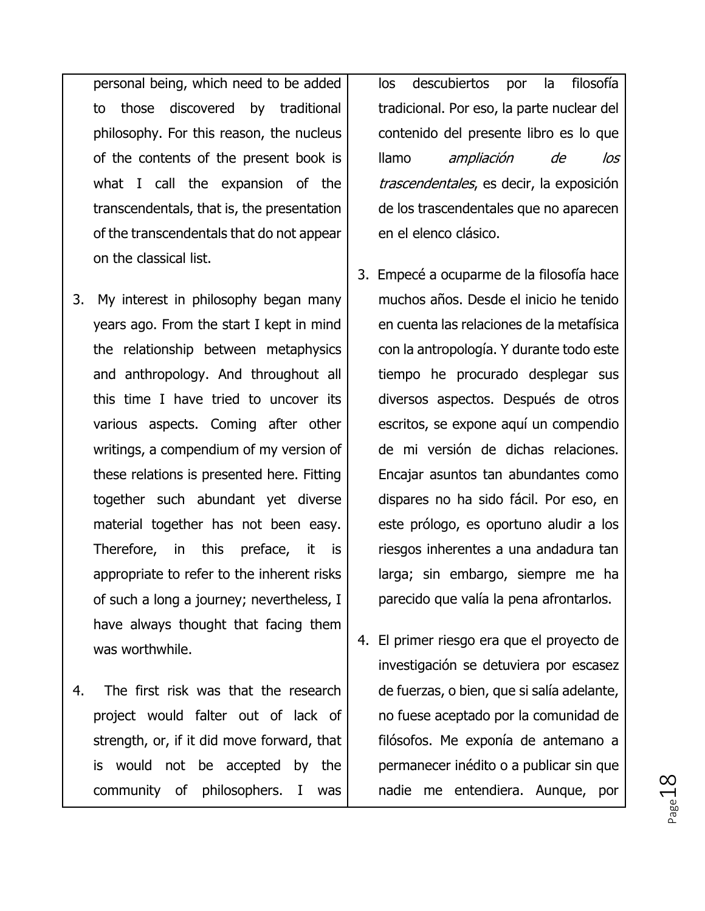| | |
|---|---|
| personal being, which need to be added to those discovered by traditional philosophy. For this reason, the nucleus of the contents of the present book is what I call the expansion of the transcendentals, that is, the presentation of the transcendentals that do not appear on the classical list. | los descubiertos por la filosofía tradicional. Por eso, la parte nuclear del contenido del presente libro es lo que llamo *ampliación de los trascendentales*, es decir, la exposición de los trascendentales que no aparecen en el elenco clásico. |
| 3. My interest in philosophy began many years ago. From the start I kept in mind the relationship between metaphysics and anthropology. And throughout all this time I have tried to uncover its various aspects. Coming after other writings, a compendium of my version of these relations is presented here. Fitting together such abundant yet diverse material together has not been easy. Therefore, in this preface, it is appropriate to refer to the inherent risks of such a long a journey; nevertheless, I have always thought that facing them was worthwhile. | 3. Empecé a ocuparme de la filosofía hace muchos años. Desde el inicio he tenido en cuenta las relaciones de la metafísica con la antropología. Y durante todo este tiempo he procurado desplegar sus diversos aspectos. Después de otros escritos, se expone aquí un compendio de mi versión de dichas relaciones. Encajar asuntos tan abundantes como dispares no ha sido fácil. Por eso, en este prólogo, es oportuno aludir a los riesgos inherentes a una andadura tan larga; sin embargo, siempre me ha parecido que valía la pena afrontarlos. |
| 4. The first risk was that the research project would falter out of lack of strength, or, if it did move forward, that is would not be accepted by the community of philosophers. I was | 4. El primer riesgo era que el proyecto de investigación se detuviera por escasez de fuerzas, o bien, que si salía adelante, no fuese aceptado por la comunidad de filósofos. Me exponía de antemano a permanecer inédito o a publicar sin que nadie me entendiera. Aunque, por |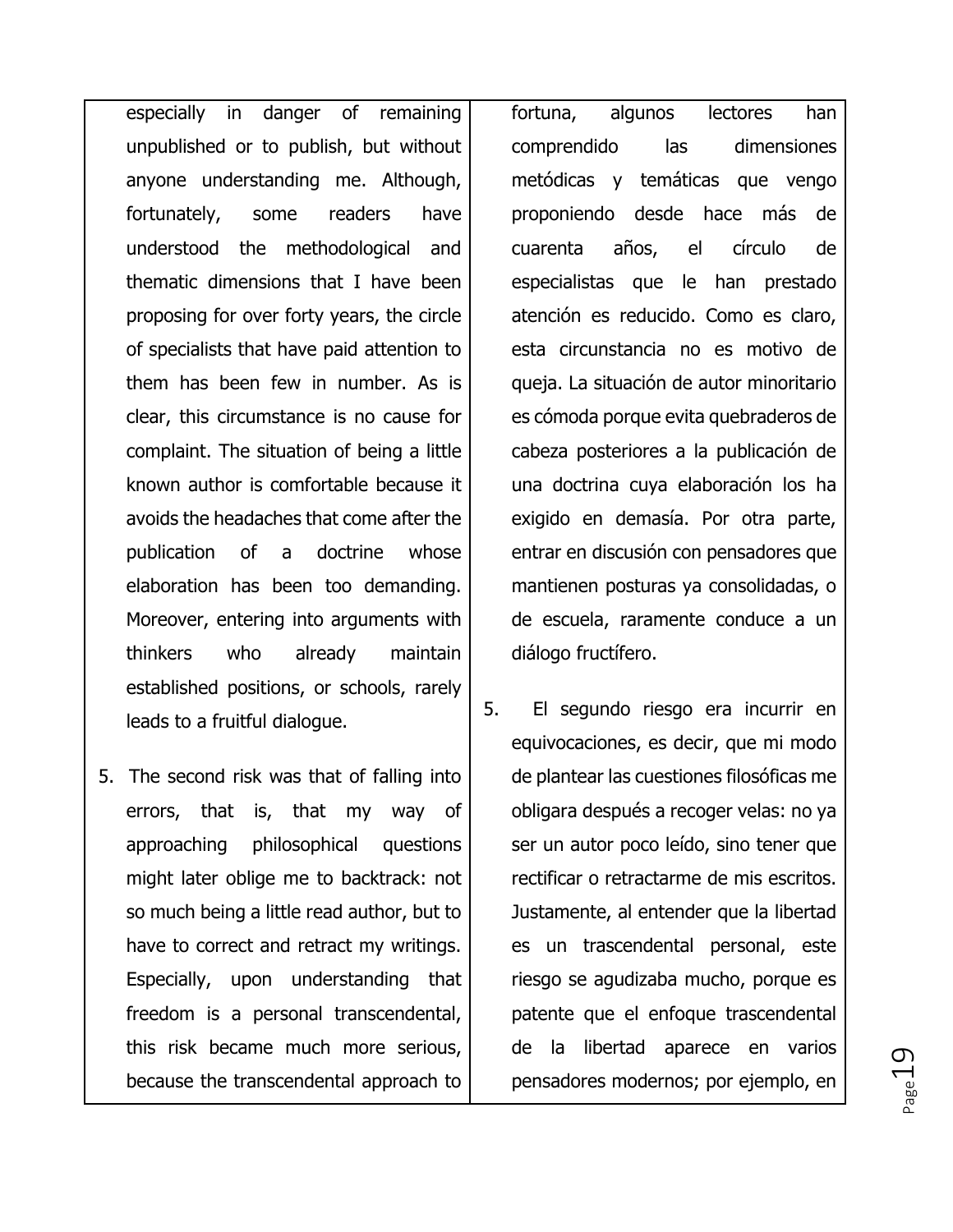| | |
|---|---|
| especially in danger of remaining unpublished or to publish, but without anyone understanding me. Although, fortunately, some readers have understood the methodological and thematic dimensions that I have been proposing for over forty years, the circle of specialists that have paid attention to them has been few in number. As is clear, this circumstance is no cause for complaint. The situation of being a little known author is comfortable because it avoids the headaches that come after the publication of a doctrine whose elaboration has been too demanding. Moreover, entering into arguments with thinkers who already maintain established positions, or schools, rarely leads to a fruitful dialogue. | fortuna, algunos lectores han comprendido las dimensiones metódicas y temáticas que vengo proponiendo desde hace más de cuarenta años, el círculo de especialistas que le han prestado atención es reducido. Como es claro, esta circunstancia no es motivo de queja. La situación de autor minoritario es cómoda porque evita quebraderos de cabeza posteriores a la publicación de una doctrina cuya elaboración los ha exigido en demasía. Por otra parte, entrar en discusión con pensadores que mantienen posturas ya consolidadas, o de escuela, raramente conduce a un diálogo fructífero. |
| 5. The second risk was that of falling into errors, that is, that my way of approaching philosophical questions might later oblige me to backtrack: not so much being a little read author, but to have to correct and retract my writings. Especially, upon understanding that freedom is a personal transcendental, this risk became much more serious, because the transcendental approach to | 5. El segundo riesgo era incurrir en equivocaciones, es decir, que mi modo de plantear las cuestiones filosóficas me obligara después a recoger velas: no ya ser un autor poco leído, sino tener que rectificar o retractarme de mis escritos. Justamente, al entender que la libertad es un trascendental personal, este riesgo se agudizaba mucho, porque es patente que el enfoque trascendental de la libertad aparece en varios pensadores modernos; por ejemplo, en |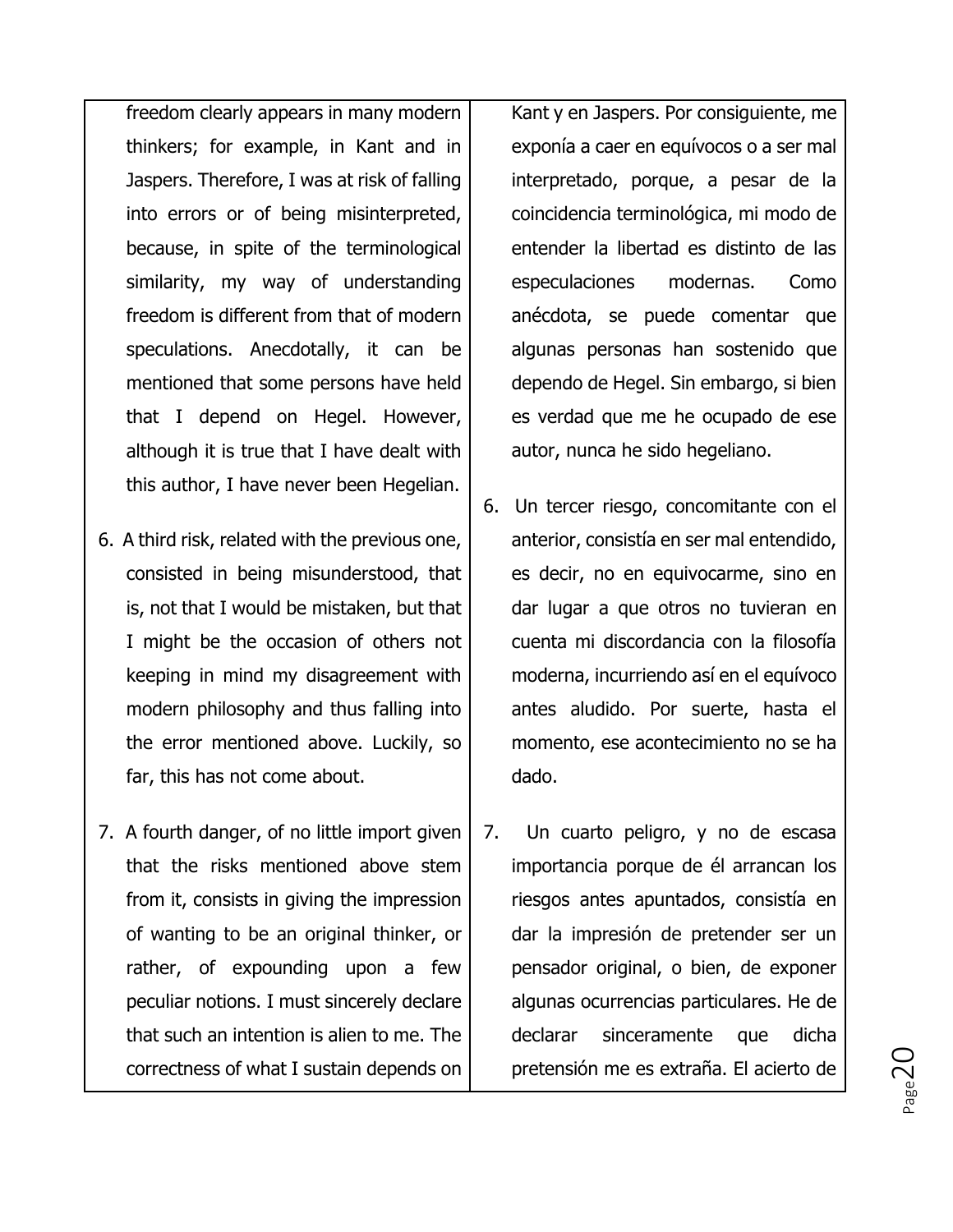freedom clearly appears in many modern thinkers; for example, in Kant and in Jaspers. Therefore, I was at risk of falling into errors or of being misinterpreted, because, in spite of the terminological similarity, my way of understanding freedom is different from that of modern speculations. Anecdotally, it can be mentioned that some persons have held that I depend on Hegel. However, although it is true that I have dealt with this author, I have never been Hegelian.

6. A third risk, related with the previous one, consisted in being misunderstood, that is, not that I would be mistaken, but that I might be the occasion of others not keeping in mind my disagreement with modern philosophy and thus falling into the error mentioned above. Luckily, so far, this has not come about.

7. A fourth danger, of no little import given that the risks mentioned above stem from it, consists in giving the impression of wanting to be an original thinker, or rather, of expounding upon a few peculiar notions. I must sincerely declare that such an intention is alien to me. The correctness of what I sustain depends on

Kant y en Jaspers. Por consiguiente, me exponía a caer en equívocos o a ser mal interpretado, porque, a pesar de la coincidencia terminológica, mi modo de entender la libertad es distinto de las especulaciones modernas. Como anécdota, se puede comentar que algunas personas han sostenido que dependo de Hegel. Sin embargo, si bien es verdad que me he ocupado de ese autor, nunca he sido hegeliano.

6. Un tercer riesgo, concomitante con el anterior, consistía en ser mal entendido, es decir, no en equivocarme, sino en dar lugar a que otros no tuvieran en cuenta mi discordancia con la filosofía moderna, incurriendo así en el equívoco antes aludido. Por suerte, hasta el momento, ese acontecimiento no se ha dado.

7. Un cuarto peligro, y no de escasa importancia porque de él arrancan los riesgos antes apuntados, consistía en dar la impresión de pretender ser un pensador original, o bien, de exponer algunas ocurrencias particulares. He de declarar sinceramente que dicha pretensión me es extraña. El acierto de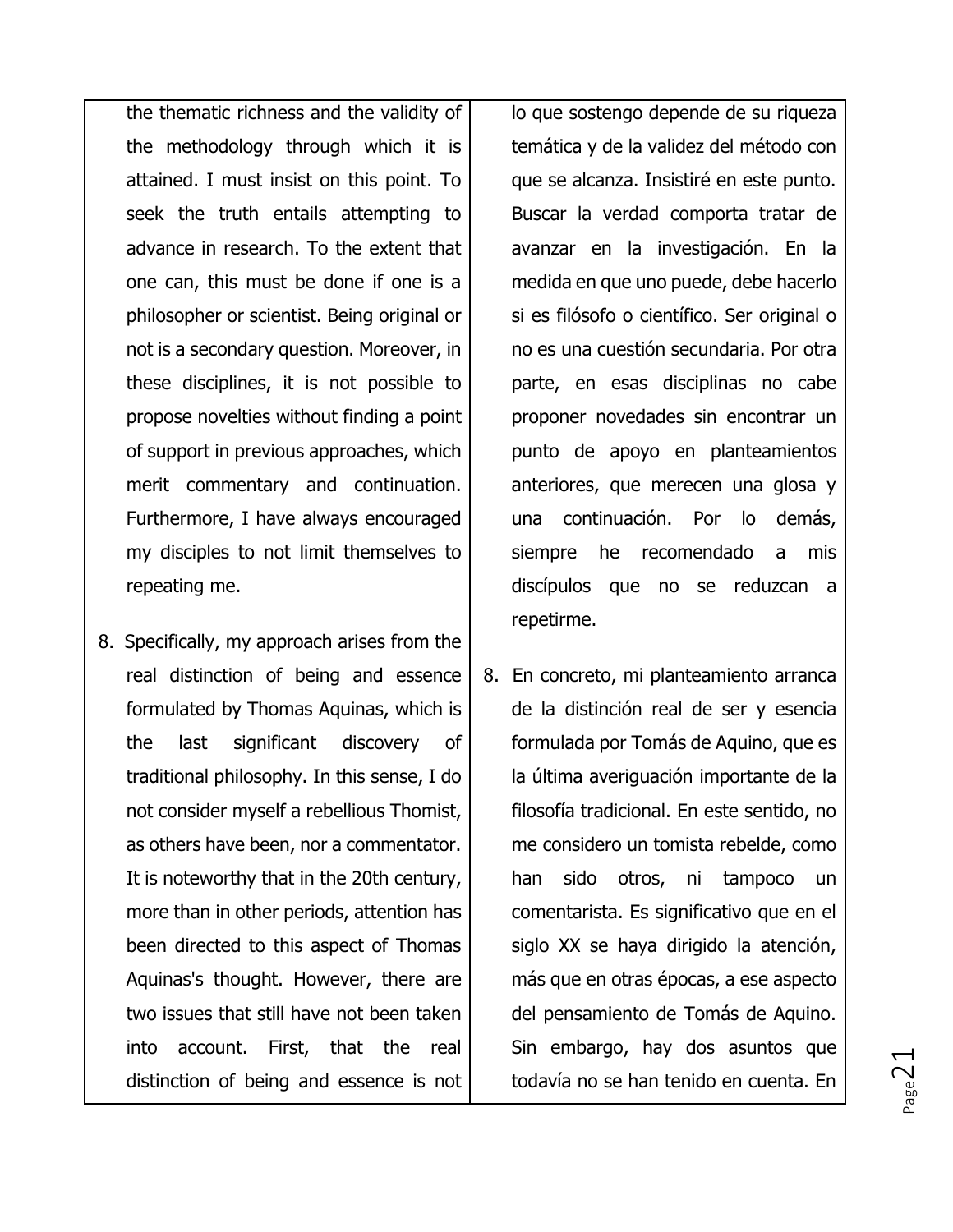| | |
|---|---|
| the thematic richness and the validity of the methodology through which it is attained. I must insist on this point. To seek the truth entails attempting to advance in research. To the extent that one can, this must be done if one is a philosopher or scientist. Being original or not is a secondary question. Moreover, in these disciplines, it is not possible to propose novelties without finding a point of support in previous approaches, which merit commentary and continuation. Furthermore, I have always encouraged my disciples to not limit themselves to repeating me. | lo que sostengo depende de su riqueza temática y de la validez del método con que se alcanza. Insistiré en este punto. Buscar la verdad comporta tratar de avanzar en la investigación. En la medida en que uno puede, debe hacerlo si es filósofo o científico. Ser original o no es una cuestión secundaria. Por otra parte, en esas disciplinas no cabe proponer novedades sin encontrar un punto de apoyo en planteamientos anteriores, que merecen una glosa y una continuación. Por lo demás, siempre he recomendado a mis discípulos que no se reduzcan a repetirme. |
| 8. Specifically, my approach arises from the real distinction of being and essence formulated by Thomas Aquinas, which is the last significant discovery of traditional philosophy. In this sense, I do not consider myself a rebellious Thomist, as others have been, nor a commentator. It is noteworthy that in the 20th century, more than in other periods, attention has been directed to this aspect of Thomas Aquinas's thought. However, there are two issues that still have not been taken into account. First, that the real distinction of being and essence is not | 8. En concreto, mi planteamiento arranca de la distinción real de ser y esencia formulada por Tomás de Aquino, que es la última averiguación importante de la filosofía tradicional. En este sentido, no me considero un tomista rebelde, como han sido otros, ni tampoco un comentarista. Es significativo que en el siglo XX se haya dirigido la atención, más que en otras épocas, a ese aspecto del pensamiento de Tomás de Aquino. Sin embargo, hay dos asuntos que todavía no se han tenido en cuenta. En |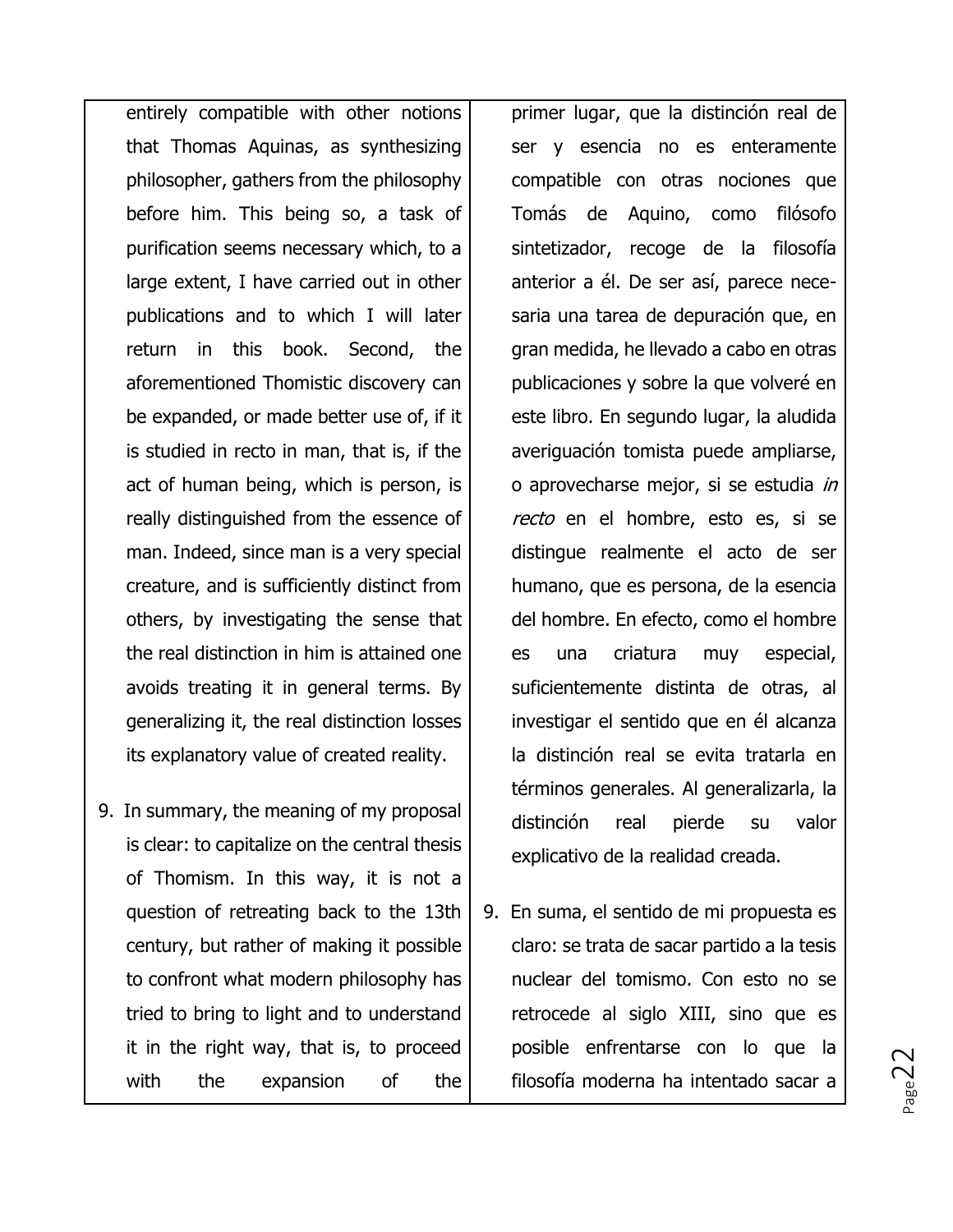| | |
|---|---|
| entirely compatible with other notions that Thomas Aquinas, as synthesizing philosopher, gathers from the philosophy before him. This being so, a task of purification seems necessary which, to a large extent, I have carried out in other publications and to which I will later return in this book. Second, the aforementioned Thomistic discovery can be expanded, or made better use of, if it is studied in recto in man, that is, if the act of human being, which is person, is really distinguished from the essence of man. Indeed, since man is a very special creature, and is sufficiently distinct from others, by investigating the sense that the real distinction in him is attained one avoids treating it in general terms. By generalizing it, the real distinction losses its explanatory value of created reality. | primer lugar, que la distinción real de ser y esencia no es enteramente compatible con otras nociones que Tomás de Aquino, como filósofo sintetizador, recoge de la filosofía anterior a él. De ser así, parece necesaria una tarea de depuración que, en gran medida, he llevado a cabo en otras publicaciones y sobre la que volveré en este libro. En segundo lugar, la aludida averiguación tomista puede ampliarse, o aprovecharse mejor, si se estudia *in recto* en el hombre, esto es, si se distingue realmente el acto de ser humano, que es persona, de la esencia del hombre. En efecto, como el hombre es una criatura muy especial, suficientemente distinta de otras, al investigar el sentido que en él alcanza la distinción real se evita tratarla en términos generales. Al generalizarla, la distinción real pierde su valor explicativo de la realidad creada. |
| 9. In summary, the meaning of my proposal is clear: to capitalize on the central thesis of Thomism. In this way, it is not a question of retreating back to the 13th century, but rather of making it possible to confront what modern philosophy has tried to bring to light and to understand it in the right way, that is, to proceed with the expansion of the | 9. En suma, el sentido de mi propuesta es claro: se trata de sacar partido a la tesis nuclear del tomismo. Con esto no se retrocede al siglo XIII, sino que es posible enfrentarse con lo que la filosofía moderna ha intentado sacar a |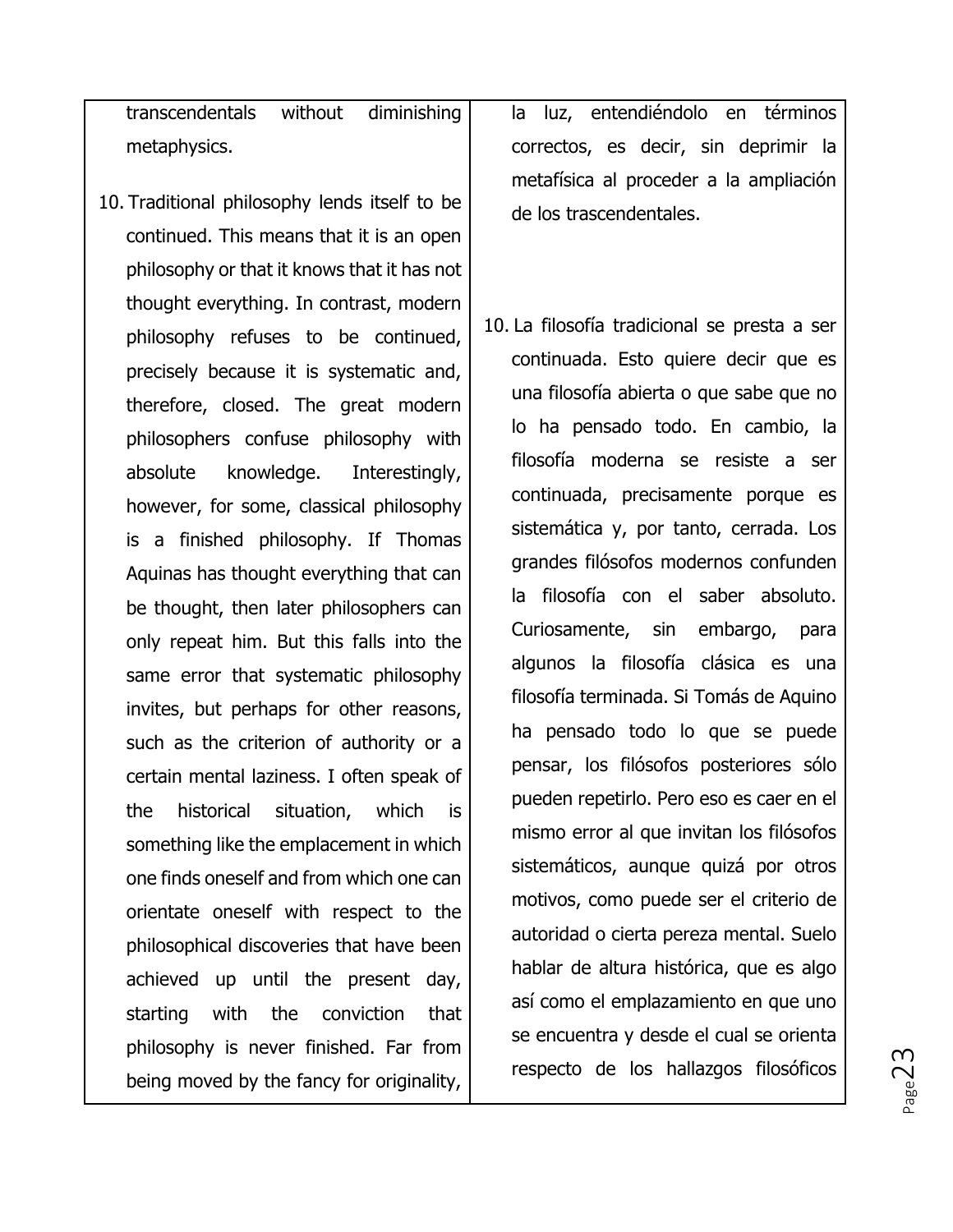| | |
|---|---|
| transcendentals without diminishing metaphysics. | la luz, entendiéndolo en términos correctos, es decir, sin deprimir la metafísica al proceder a la ampliación de los trascendentales. |
| 10. Traditional philosophy lends itself to be continued. This means that it is an open philosophy or that it knows that it has not thought everything. In contrast, modern philosophy refuses to be continued, precisely because it is systematic and, therefore, closed. The great modern philosophers confuse philosophy with absolute knowledge. Interestingly, however, for some, classical philosophy is a finished philosophy. If Thomas Aquinas has thought everything that can be thought, then later philosophers can only repeat him. But this falls into the same error that systematic philosophy invites, but perhaps for other reasons, such as the criterion of authority or a certain mental laziness. I often speak of the historical situation, which is something like the emplacement in which one finds oneself and from which one can orientate oneself with respect to the philosophical discoveries that have been achieved up until the present day, starting with the conviction that philosophy is never finished. Far from being moved by the fancy for originality, | 10. La filosofía tradicional se presta a ser continuada. Esto quiere decir que es una filosofía abierta o que sabe que no lo ha pensado todo. En cambio, la filosofía moderna se resiste a ser continuada, precisamente porque es sistemática y, por tanto, cerrada. Los grandes filósofos modernos confunden la filosofía con el saber absoluto. Curiosamente, sin embargo, para algunos la filosofía clásica es una filosofía terminada. Si Tomás de Aquino ha pensado todo lo que se puede pensar, los filósofos posteriores sólo pueden repetirlo. Pero eso es caer en el mismo error al que invitan los filósofos sistemáticos, aunque quizá por otros motivos, como puede ser el criterio de autoridad o cierta pereza mental. Suelo hablar de altura histórica, que es algo así como el emplazamiento en que uno se encuentra y desde el cual se orienta respecto de los hallazgos filosóficos |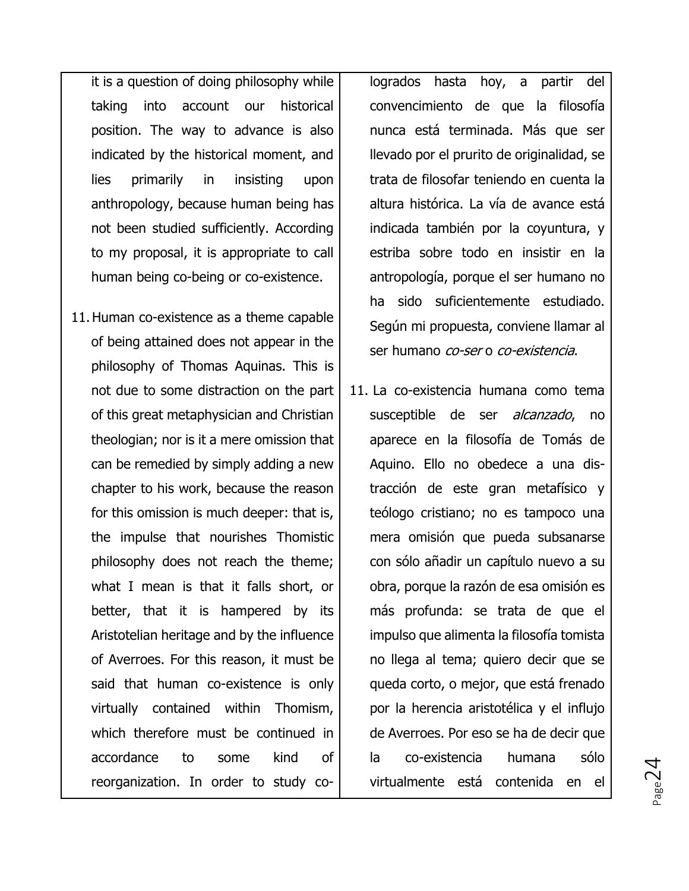it is a question of doing philosophy while taking into account our historical position. The way to advance is also indicated by the historical moment, and lies primarily in insisting upon anthropology, because human being has not been studied sufficiently. According to my proposal, it is appropriate to call human being co-being or co-existence.

11. Human co-existence as a theme capable of being attained does not appear in the philosophy of Thomas Aquinas. This is not due to some distraction on the part of this great metaphysician and Christian theologian; nor is it a mere omission that can be remedied by simply adding a new chapter to his work, because the reason for this omission is much deeper: that is, the impulse that nourishes Thomistic philosophy does not reach the theme; what I mean is that it falls short, or better, that it is hampered by its Aristotelian heritage and by the influence of Averroes. For this reason, it must be said that human co-existence is only virtually contained within Thomism, which therefore must be continued in accordance to some kind of reorganization. In order to study co-

logrados hasta hoy, a partir del convencimiento de que la filosofía nunca está terminada. Más que ser llevado por el prurito de originalidad, se trata de filosofar teniendo en cuenta la altura histórica. La vía de avance está indicada también por la coyuntura, y estriba sobre todo en insistir en la antropología, porque el ser humano no ha sido suficientemente estudiado. Según mi propuesta, conviene llamar al ser humano *co-ser* o *co-existencia*.

11. La co-existencia humana como tema susceptible de ser *alcanzado*, no aparece en la filosofía de Tomás de Aquino. Ello no obedece a una distracción de este gran metafísico y teólogo cristiano; no es tampoco una mera omisión que pueda subsanarse con sólo añadir un capítulo nuevo a su obra, porque la razón de esa omisión es más profunda: se trata de que el impulso que alimenta la filosofía tomista no llega al tema; quiero decir que se queda corto, o mejor, que está frenado por la herencia aristotélica y el influjo de Averroes. Por eso se ha de decir que la co-existencia humana sólo virtualmente está contenida en el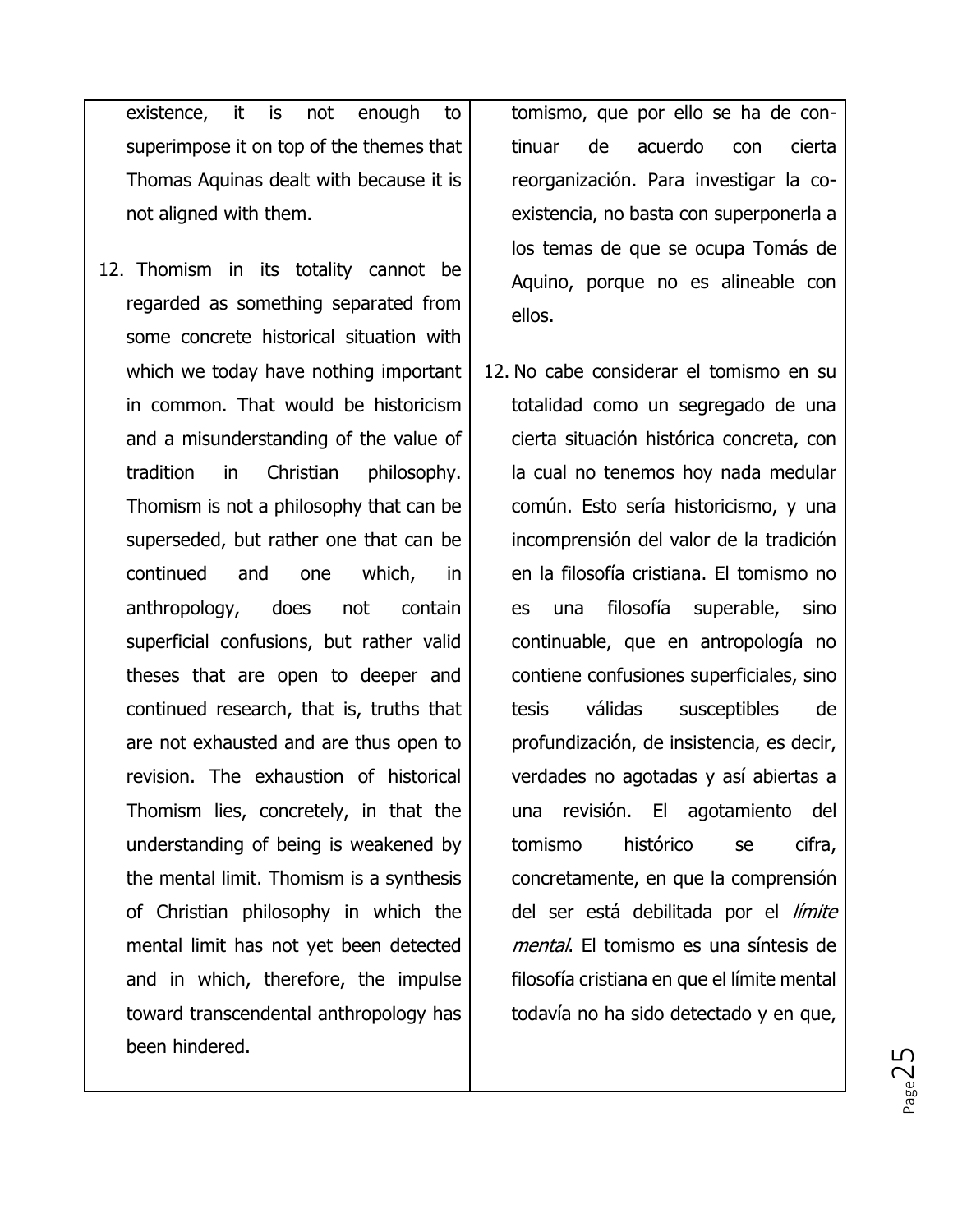| | |
|---|---|
| existence, it is not enough to superimpose it on top of the themes that Thomas Aquinas dealt with because it is not aligned with them.<br><br>12. Thomism in its totality cannot be regarded as something separated from some concrete historical situation with which we today have nothing important in common. That would be historicism and a misunderstanding of the value of tradition in Christian philosophy. Thomism is not a philosophy that can be superseded, but rather one that can be continued and one which, in anthropology, does not contain superficial confusions, but rather valid theses that are open to deeper and continued research, that is, truths that are not exhausted and are thus open to revision. The exhaustion of historical Thomism lies, concretely, in that the understanding of being is weakened by the mental limit. Thomism is a synthesis of Christian philosophy in which the mental limit has not yet been detected and in which, therefore, the impulse toward transcendental anthropology has been hindered. | tomismo, que por ello se ha de continuar de acuerdo con cierta reorganización. Para investigar la co-existencia, no basta con superponerla a los temas de que se ocupa Tomás de Aquino, porque no es alineable con ellos.<br><br>12. No cabe considerar el tomismo en su totalidad como un segregado de una cierta situación histórica concreta, con la cual no tenemos hoy nada medular común. Esto sería historicismo, y una incomprensión del valor de la tradición en la filosofía cristiana. El tomismo no es una filosofía superable, sino continuable, que en antropología no contiene confusiones superficiales, sino tesis válidas susceptibles de profundización, de insistencia, es decir, verdades no agotadas y así abiertas a una revisión. El agotamiento del tomismo histórico se cifra, concretamente, en que la comprensión del ser está debilitada por el *límite mental*. El tomismo es una síntesis de filosofía cristiana en que el límite mental todavía no ha sido detectado y en que, |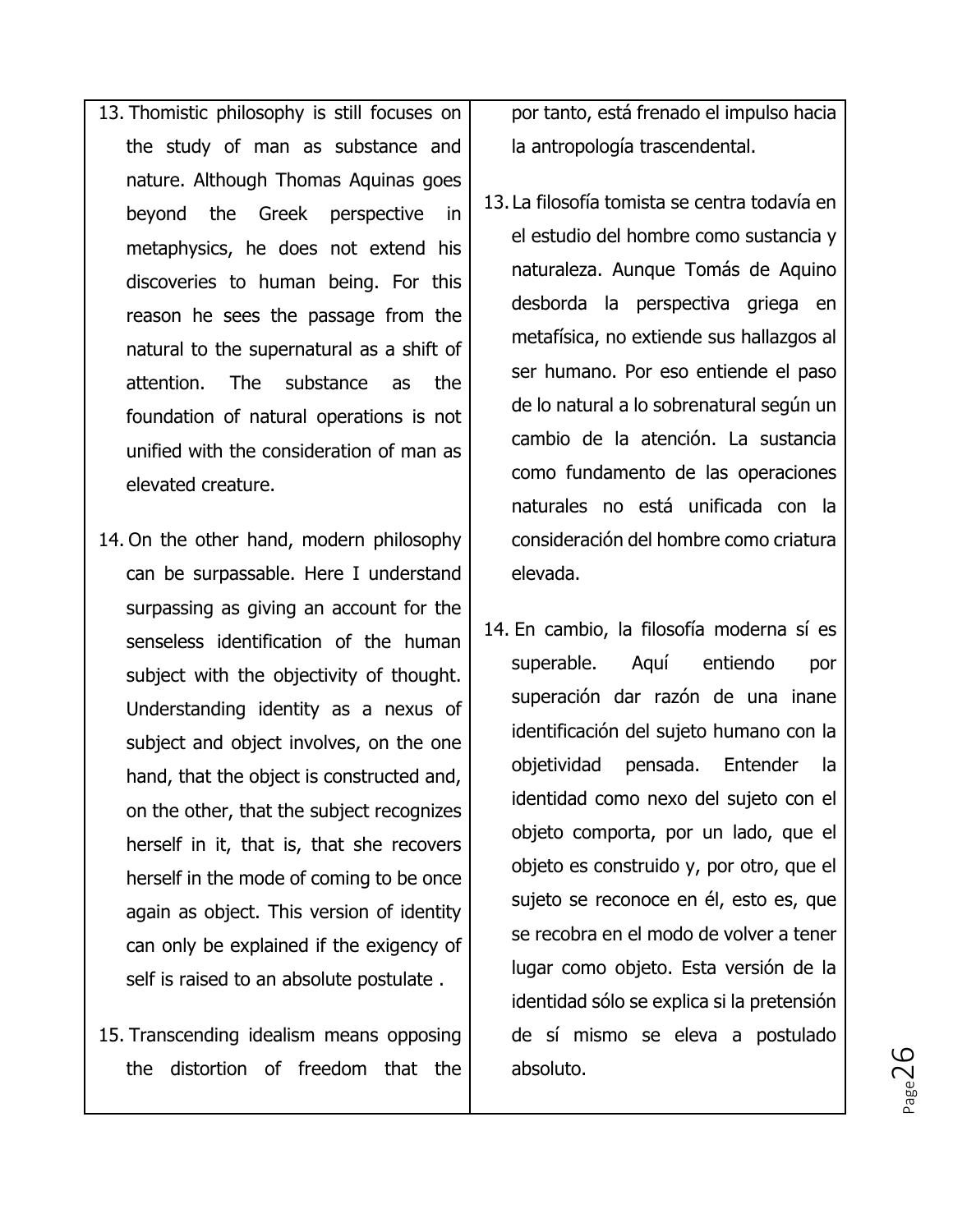| | |
|---|---|
| 13. Thomistic philosophy is still focuses on the study of man as substance and nature. Although Thomas Aquinas goes beyond the Greek perspective in metaphysics, he does not extend his discoveries to human being. For this reason he sees the passage from the natural to the supernatural as a shift of attention. The substance as the foundation of natural operations is not unified with the consideration of man as elevated creature. | por tanto, está frenado el impulso hacia la antropología trascendental. |
| | 13. La filosofía tomista se centra todavía en el estudio del hombre como sustancia y naturaleza. Aunque Tomás de Aquino desborda la perspectiva griega en metafísica, no extiende sus hallazgos al ser humano. Por eso entiende el paso de lo natural a lo sobrenatural según un cambio de la atención. La sustancia como fundamento de las operaciones naturales no está unificada con la consideración del hombre como criatura elevada. |
| 14. On the other hand, modern philosophy can be surpassable. Here I understand surpassing as giving an account for the senseless identification of the human subject with the objectivity of thought. Understanding identity as a nexus of subject and object involves, on the one hand, that the object is constructed and, on the other, that the subject recognizes herself in it, that is, that she recovers herself in the mode of coming to be once again as object. This version of identity can only be explained if the exigency of self is raised to an absolute postulate . | 14. En cambio, la filosofía moderna sí es superable. Aquí entiendo por superación dar razón de una inane identificación del sujeto humano con la objetividad pensada. Entender la identidad como nexo del sujeto con el objeto comporta, por un lado, que el objeto es construido y, por otro, que el sujeto se reconoce en él, esto es, que se recobra en el modo de volver a tener lugar como objeto. Esta versión de la identidad sólo se explica si la pretensión de sí mismo se eleva a postulado absoluto. |
| 15. Transcending idealism means opposing the distortion of freedom that the | |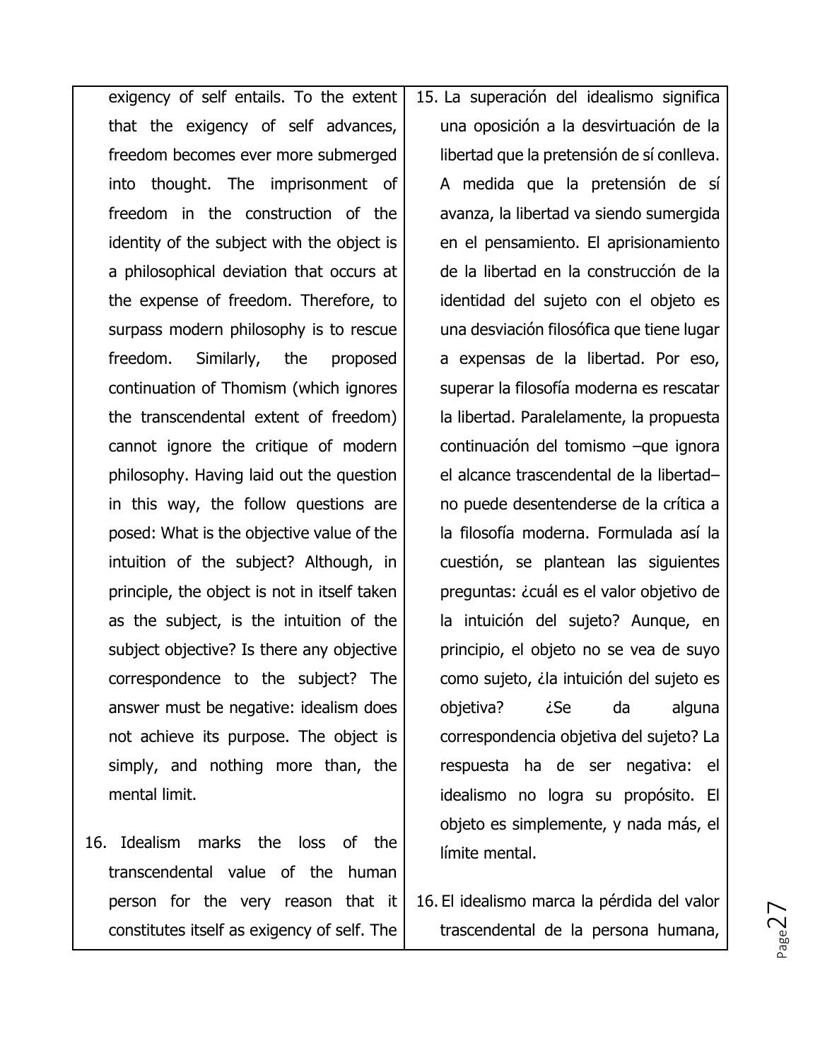| | |
|---|---|
| exigency of self entails. To the extent that the exigency of self advances, freedom becomes ever more submerged into thought. The imprisonment of freedom in the construction of the identity of the subject with the object is a philosophical deviation that occurs at the expense of freedom. Therefore, to surpass modern philosophy is to rescue freedom. Similarly, the proposed continuation of Thomism (which ignores the transcendental extent of freedom) cannot ignore the critique of modern philosophy. Having laid out the question in this way, the follow questions are posed: What is the objective value of the intuition of the subject? Although, in principle, the object is not in itself taken as the subject, is the intuition of the subject objective? Is there any objective correspondence to the subject? The answer must be negative: idealism does not achieve its purpose. The object is simply, and nothing more than, the mental limit. | 15. La superación del idealismo significa una oposición a la desvirtuación de la libertad que la pretensión de sí conlleva. A medida que la pretensión de sí avanza, la libertad va siendo sumergida en el pensamiento. El aprisionamiento de la libertad en la construcción de la identidad del sujeto con el objeto es una desviación filosófica que tiene lugar a expensas de la libertad. Por eso, superar la filosofía moderna es rescatar la libertad. Paralelamente, la propuesta continuación del tomismo –que ignora el alcance trascendental de la libertad– no puede desentenderse de la crítica a la filosofía moderna. Formulada así la cuestión, se plantean las siguientes preguntas: ¿cuál es el valor objetivo de la intuición del sujeto? Aunque, en principio, el objeto no se vea de suyo como sujeto, ¿la intuición del sujeto es objetiva? ¿Se da alguna correspondencia objetiva del sujeto? La respuesta ha de ser negativa: el idealismo no logra su propósito. El objeto es simplemente, y nada más, el límite mental. |
| 16. Idealism marks the loss of the transcendental value of the human person for the very reason that it constitutes itself as exigency of self. The | 16. El idealismo marca la pérdida del valor trascendental de la persona humana, |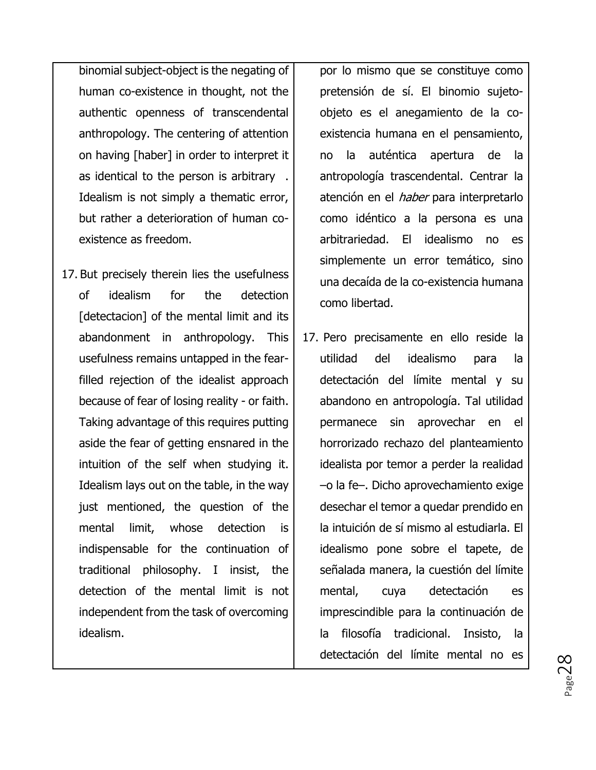| | |
|---|---|
| binomial subject-object is the negating of human co-existence in thought, not the authentic openness of transcendental anthropology. The centering of attention on having [haber] in order to interpret it as identical to the person is arbitrary . Idealism is not simply a thematic error, but rather a deterioration of human co-existence as freedom. | por lo mismo que se constituye como pretensión de sí. El binomio sujeto-objeto es el anegamiento de la co-existencia humana en el pensamiento, no la auténtica apertura de la antropología trascendental. Centrar la atención en el *haber* para interpretarlo como idéntico a la persona es una arbitrariedad. El idealismo no es simplemente un error temático, sino una decaída de la co-existencia humana como libertad. |
| 17. But precisely therein lies the usefulness of idealism for the detection [detectacion] of the mental limit and its abandonment in anthropology. This usefulness remains untapped in the fear-filled rejection of the idealist approach because of fear of losing reality - or faith. Taking advantage of this requires putting aside the fear of getting ensnared in the intuition of the self when studying it. Idealism lays out on the table, in the way just mentioned, the question of the mental limit, whose detection is indispensable for the continuation of traditional philosophy. I insist, the detection of the mental limit is not independent from the task of overcoming idealism. | 17. Pero precisamente en ello reside la utilidad del idealismo para la detectación del límite mental y su abandono en antropología. Tal utilidad permanece sin aprovechar en el horrorizado rechazo del planteamiento idealista por temor a perder la realidad –o la fe–. Dicho aprovechamiento exige desechar el temor a quedar prendido en la intuición de sí mismo al estudiarla. El idealismo pone sobre el tapete, de señalada manera, la cuestión del límite mental, cuya detectación es imprescindible para la continuación de la filosofía tradicional. Insisto, la detectación del límite mental no es |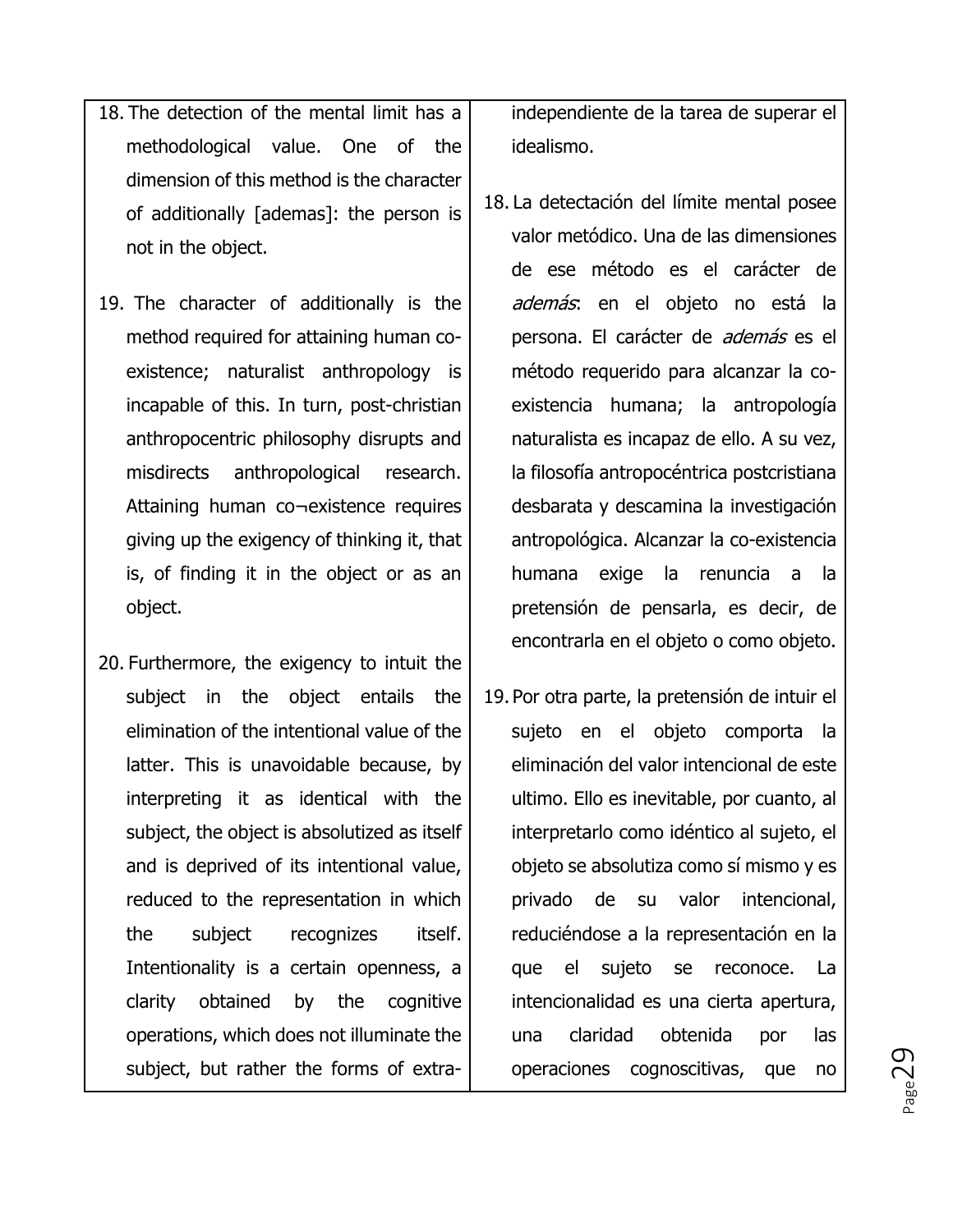18. The detection of the mental limit has a methodological value. One of the dimension of this method is the character of additionally [ademas]: the person is not in the object.

19. The character of additionally is the method required for attaining human co-existence; naturalist anthropology is incapable of this. In turn, post-christian anthropocentric philosophy disrupts and misdirects anthropological research. Attaining human co¬existence requires giving up the exigency of thinking it, that is, of finding it in the object or as an object.

20. Furthermore, the exigency to intuit the subject in the object entails the elimination of the intentional value of the latter. This is unavoidable because, by interpreting it as identical with the subject, the object is absolutized as itself and is deprived of its intentional value, reduced to the representation in which the subject recognizes itself. Intentionality is a certain openness, a clarity obtained by the cognitive operations, which does not illuminate the subject, but rather the forms of extra-

independiente de la tarea de superar el idealismo.

18. La detectación del límite mental posee valor metódico. Una de las dimensiones de ese método es el carácter de *además*: en el objeto no está la persona. El carácter de *además* es el método requerido para alcanzar la co-existencia humana; la antropología naturalista es incapaz de ello. A su vez, la filosofía antropocéntrica postcristiana desbarata y descamina la investigación antropológica. Alcanzar la co-existencia humana exige la renuncia a la pretensión de pensarla, es decir, de encontrarla en el objeto o como objeto.

19. Por otra parte, la pretensión de intuir el sujeto en el objeto comporta la eliminación del valor intencional de este ultimo. Ello es inevitable, por cuanto, al interpretarlo como idéntico al sujeto, el objeto se absolutiza como sí mismo y es privado de su valor intencional, reduciéndose a la representación en la que el sujeto se reconoce. La intencionalidad es una cierta apertura, una claridad obtenida por las operaciones cognoscitivas, que no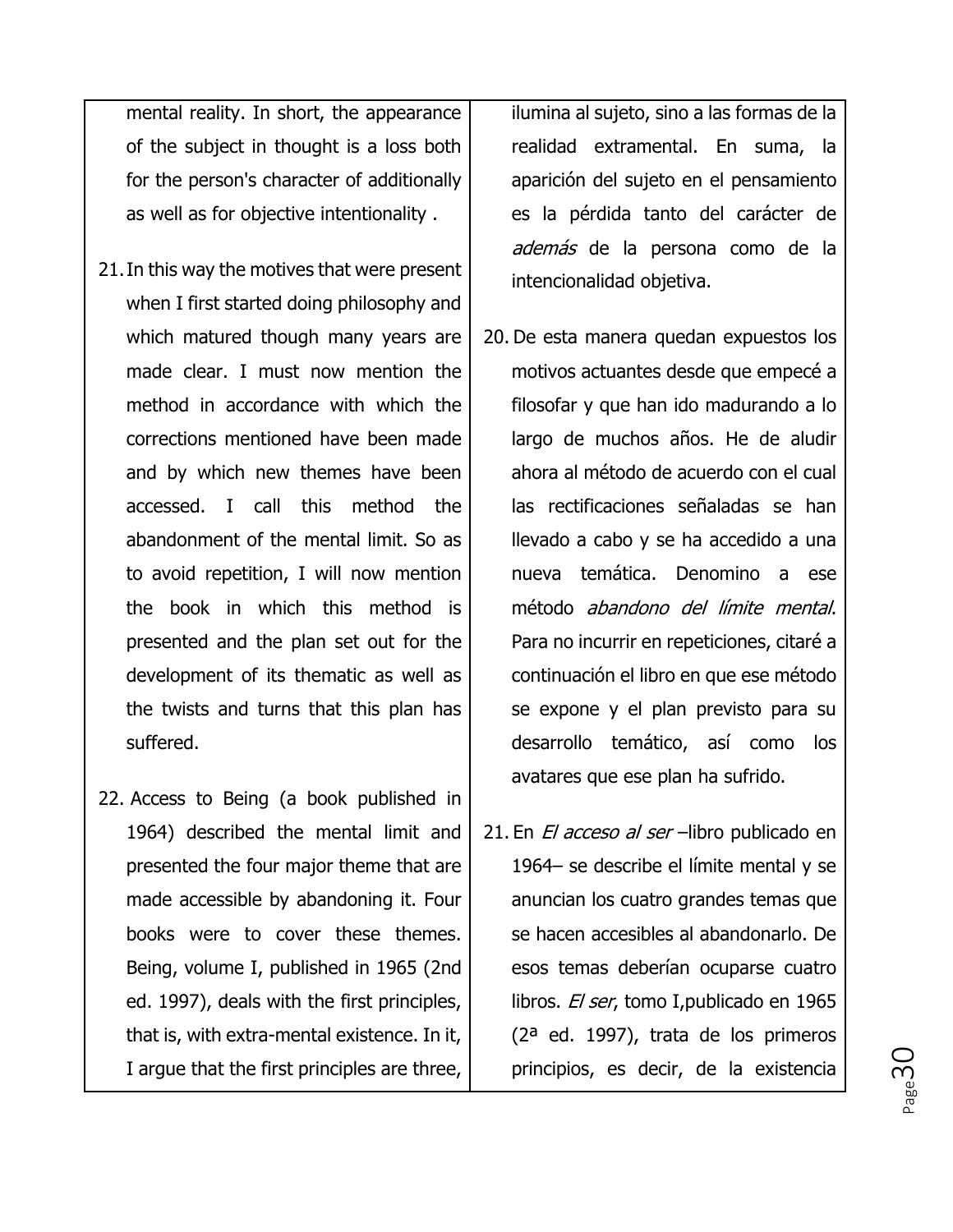| | |
|---|---|
| mental reality. In short, the appearance of the subject in thought is a loss both for the person's character of additionally as well as for objective intentionality . | ilumina al sujeto, sino a las formas de la realidad extramental. En suma, la aparición del sujeto en el pensamiento es la pérdida tanto del carácter de *además* de la persona como de la intencionalidad objetiva. |
| 21. In this way the motives that were present when I first started doing philosophy and which matured though many years are made clear. I must now mention the method in accordance with which the corrections mentioned have been made and by which new themes have been accessed. I call this method the abandonment of the mental limit. So as to avoid repetition, I will now mention the book in which this method is presented and the plan set out for the development of its thematic as well as the twists and turns that this plan has suffered. | 20. De esta manera quedan expuestos los motivos actuantes desde que empecé a filosofar y que han ido madurando a lo largo de muchos años. He de aludir ahora al método de acuerdo con el cual las rectificaciones señaladas se han llevado a cabo y se ha accedido a una nueva temática. Denomino a ese método *abandono del límite mental*. Para no incurrir en repeticiones, citaré a continuación el libro en que ese método se expone y el plan previsto para su desarrollo temático, así como los avatares que ese plan ha sufrido. |
| 22. Access to Being (a book published in 1964) described the mental limit and presented the four major theme that are made accessible by abandoning it. Four books were to cover these themes. Being, volume I, published in 1965 (2nd ed. 1997), deals with the first principles, that is, with extra-mental existence. In it, I argue that the first principles are three, | 21. En *El acceso al ser* –libro publicado en 1964– se describe el límite mental y se anuncian los cuatro grandes temas que se hacen accesibles al abandonarlo. De esos temas deberían ocuparse cuatro libros. *El ser*, tomo I,publicado en 1965 (2ª ed. 1997), trata de los primeros principios, es decir, de la existencia |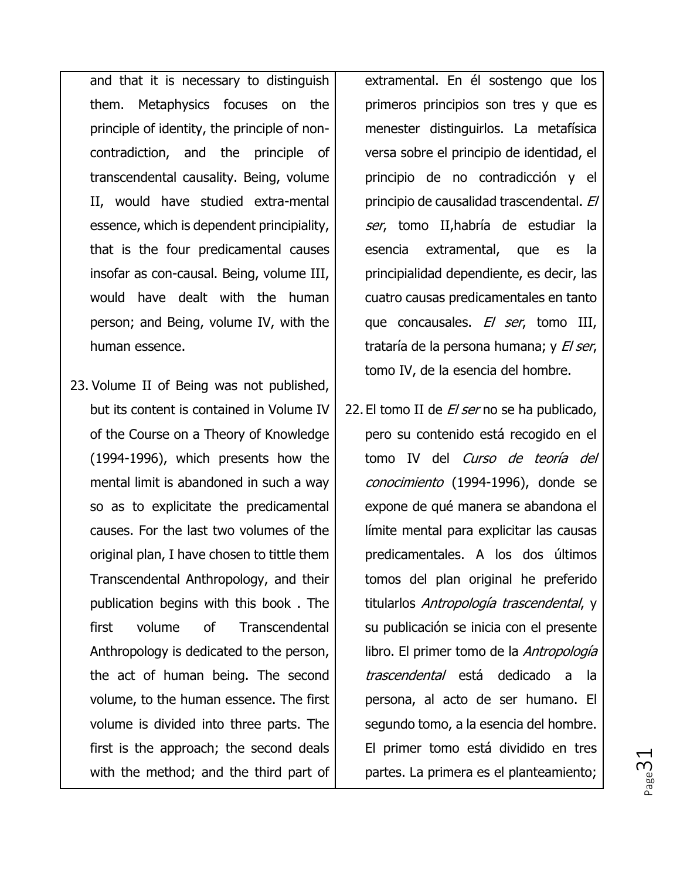| | |
|---|---|
| and that it is necessary to distinguish them. Metaphysics focuses on the principle of identity, the principle of non-contradiction, and the principle of transcendental causality. Being, volume II, would have studied extra-mental essence, which is dependent principiality, that is the four predicamental causes insofar as con-causal. Being, volume III, would have dealt with the human person; and Being, volume IV, with the human essence. | extramental. En él sostengo que los primeros principios son tres y que es menester distinguirlos. La metafísica versa sobre el principio de identidad, el principio de no contradicción y el principio de causalidad trascendental. *El ser*, tomo II,habría de estudiar la esencia extramental, que es la principialidad dependiente, es decir, las cuatro causas predicamentales en tanto que concausales. *El ser*, tomo III, trataría de la persona humana; y *El ser*, tomo IV, de la esencia del hombre. |
| 23. Volume II of Being was not published, but its content is contained in Volume IV of the Course on a Theory of Knowledge (1994-1996), which presents how the mental limit is abandoned in such a way so as to explicitate the predicamental causes. For the last two volumes of the original plan, I have chosen to tittle them Transcendental Anthropology, and their publication begins with this book . The first volume of Transcendental Anthropology is dedicated to the person, the act of human being. The second volume, to the human essence. The first volume is divided into three parts. The first is the approach; the second deals with the method; and the third part of | 22. El tomo II de *El ser* no se ha publicado, pero su contenido está recogido en el tomo IV del *Curso de teoría del conocimiento* (1994-1996), donde se expone de qué manera se abandona el límite mental para explicitar las causas predicamentales. A los dos últimos tomos del plan original he preferido titularlos *Antropología trascendental*, y su publicación se inicia con el presente libro. El primer tomo de la *Antropología trascendental* está dedicado a la persona, al acto de ser humano. El segundo tomo, a la esencia del hombre. El primer tomo está dividido en tres partes. La primera es el planteamiento; |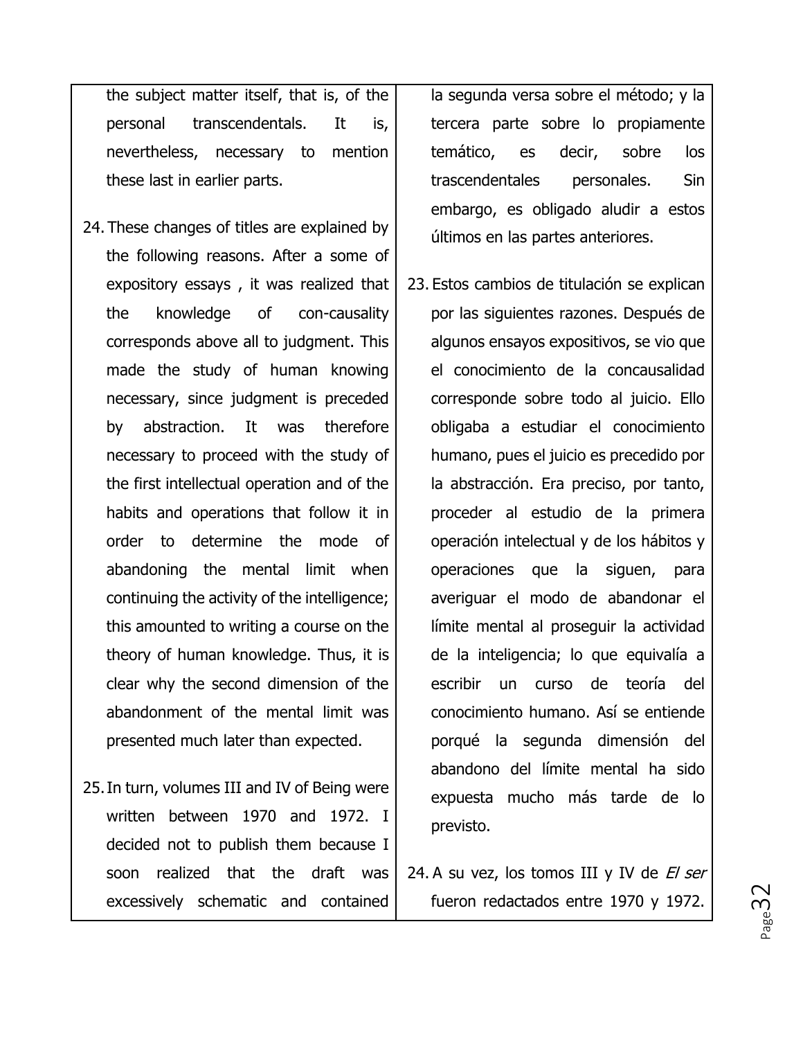| | |
|---|---|
| the subject matter itself, that is, of the personal transcendentals. It is, nevertheless, necessary to mention these last in earlier parts. | la segunda versa sobre el método; y la tercera parte sobre lo propiamente temático, es decir, sobre los trascendentales personales. Sin embargo, es obligado aludir a estos últimos en las partes anteriores. |
| 24. These changes of titles are explained by the following reasons. After a some of expository essays , it was realized that the knowledge of con-causality corresponds above all to judgment. This made the study of human knowing necessary, since judgment is preceded by abstraction. It was therefore necessary to proceed with the study of the first intellectual operation and of the habits and operations that follow it in order to determine the mode of abandoning the mental limit when continuing the activity of the intelligence; this amounted to writing a course on the theory of human knowledge. Thus, it is clear why the second dimension of the abandonment of the mental limit was presented much later than expected. | 23. Estos cambios de titulación se explican por las siguientes razones. Después de algunos ensayos expositivos, se vio que el conocimiento de la concausalidad corresponde sobre todo al juicio. Ello obligaba a estudiar el conocimiento humano, pues el juicio es precedido por la abstracción. Era preciso, por tanto, proceder al estudio de la primera operación intelectual y de los hábitos y operaciones que la siguen, para averiguar el modo de abandonar el límite mental al proseguir la actividad de la inteligencia; lo que equivalía a escribir un curso de teoría del conocimiento humano. Así se entiende porqué la segunda dimensión del abandono del límite mental ha sido expuesta mucho más tarde de lo previsto. |
| 25. In turn, volumes III and IV of Being were written between 1970 and 1972. I decided not to publish them because I soon realized that the draft was excessively schematic and contained | 24. A su vez, los tomos III y IV de *El ser* fueron redactados entre 1970 y 1972. |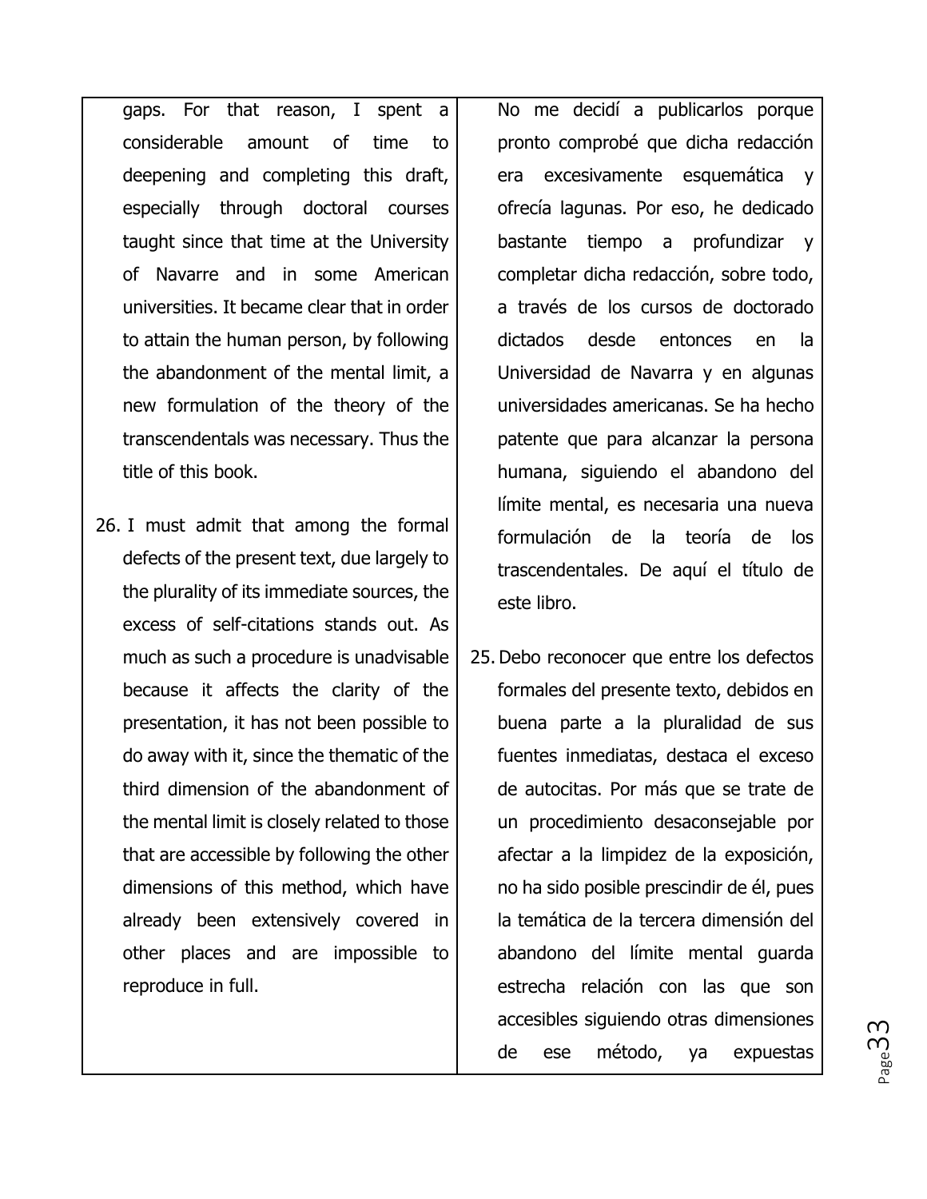| | |
|---|---|
| gaps. For that reason, I spent a considerable amount of time to deepening and completing this draft, especially through doctoral courses taught since that time at the University of Navarre and in some American universities. It became clear that in order to attain the human person, by following the abandonment of the mental limit, a new formulation of the theory of the transcendentals was necessary. Thus the title of this book. | No me decidí a publicarlos porque pronto comprobé que dicha redacción era excesivamente esquemática y ofrecía lagunas. Por eso, he dedicado bastante tiempo a profundizar y completar dicha redacción, sobre todo, a través de los cursos de doctorado dictados desde entonces en la Universidad de Navarra y en algunas universidades americanas. Se ha hecho patente que para alcanzar la persona humana, siguiendo el abandono del límite mental, es necesaria una nueva formulación de la teoría de los trascendentales. De aquí el título de este libro. |
| 26. I must admit that among the formal defects of the present text, due largely to the plurality of its immediate sources, the excess of self-citations stands out. As much as such a procedure is unadvisable because it affects the clarity of the presentation, it has not been possible to do away with it, since the thematic of the third dimension of the abandonment of the mental limit is closely related to those that are accessible by following the other dimensions of this method, which have already been extensively covered in other places and are impossible to reproduce in full. | 25. Debo reconocer que entre los defectos formales del presente texto, debidos en buena parte a la pluralidad de sus fuentes inmediatas, destaca el exceso de autocitas. Por más que se trate de un procedimiento desaconsejable por afectar a la limpidez de la exposición, no ha sido posible prescindir de él, pues la temática de la tercera dimensión del abandono del límite mental guarda estrecha relación con las que son accesibles siguiendo otras dimensiones de ese método, ya expuestas |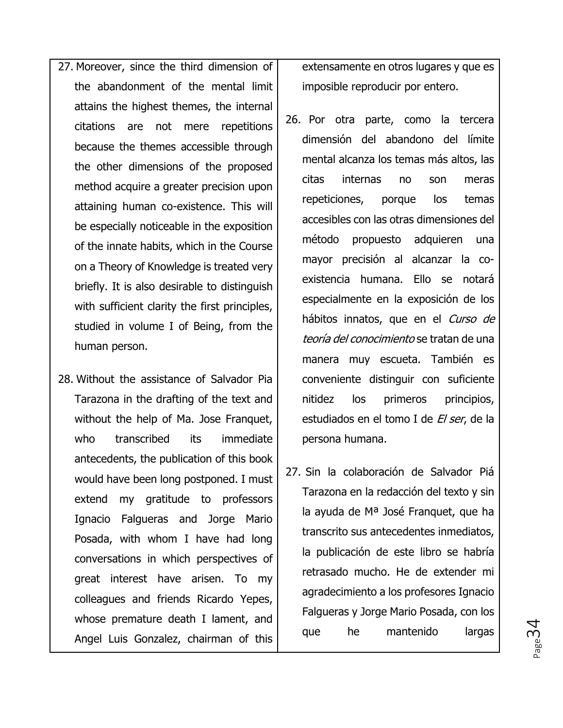| | |
|---|---|
| 27. Moreover, since the third dimension of the abandonment of the mental limit attains the highest themes, the internal citations are not mere repetitions because the themes accessible through the other dimensions of the proposed method acquire a greater precision upon attaining human co-existence. This will be especially noticeable in the exposition of the innate habits, which in the Course on a Theory of Knowledge is treated very briefly. It is also desirable to distinguish with sufficient clarity the first principles, studied in volume I of Being, from the human person. | extensamente en otros lugares y que es imposible reproducir por entero.<br><br>26. Por otra parte, como la tercera dimensión del abandono del límite mental alcanza los temas más altos, las citas internas no son meras repeticiones, porque los temas accesibles con las otras dimensiones del método propuesto adquieren una mayor precisión al alcanzar la co-existencia humana. Ello se notará especialmente en la exposición de los hábitos innatos, que en el *Curso de teoría del conocimiento* se tratan de una manera muy escueta. También es conveniente distinguir con suficiente nitidez los primeros principios, estudiados en el tomo I de *El ser*, de la persona humana. |
| 28. Without the assistance of Salvador Pia Tarazona in the drafting of the text and without the help of Ma. Jose Franquet, who transcribed its immediate antecedents, the publication of this book would have been long postponed. I must extend my gratitude to professors Ignacio Falgueras and Jorge Mario Posada, with whom I have had long conversations in which perspectives of great interest have arisen. To my colleagues and friends Ricardo Yepes, whose premature death I lament, and Angel Luis Gonzalez, chairman of this | 27. Sin la colaboración de Salvador Piá Tarazona en la redacción del texto y sin la ayuda de Mª José Franquet, que ha transcrito sus antecedentes inmediatos, la publicación de este libro se habría retrasado mucho. He de extender mi agradecimiento a los profesores Ignacio Falgueras y Jorge Mario Posada, con los que he mantenido largas |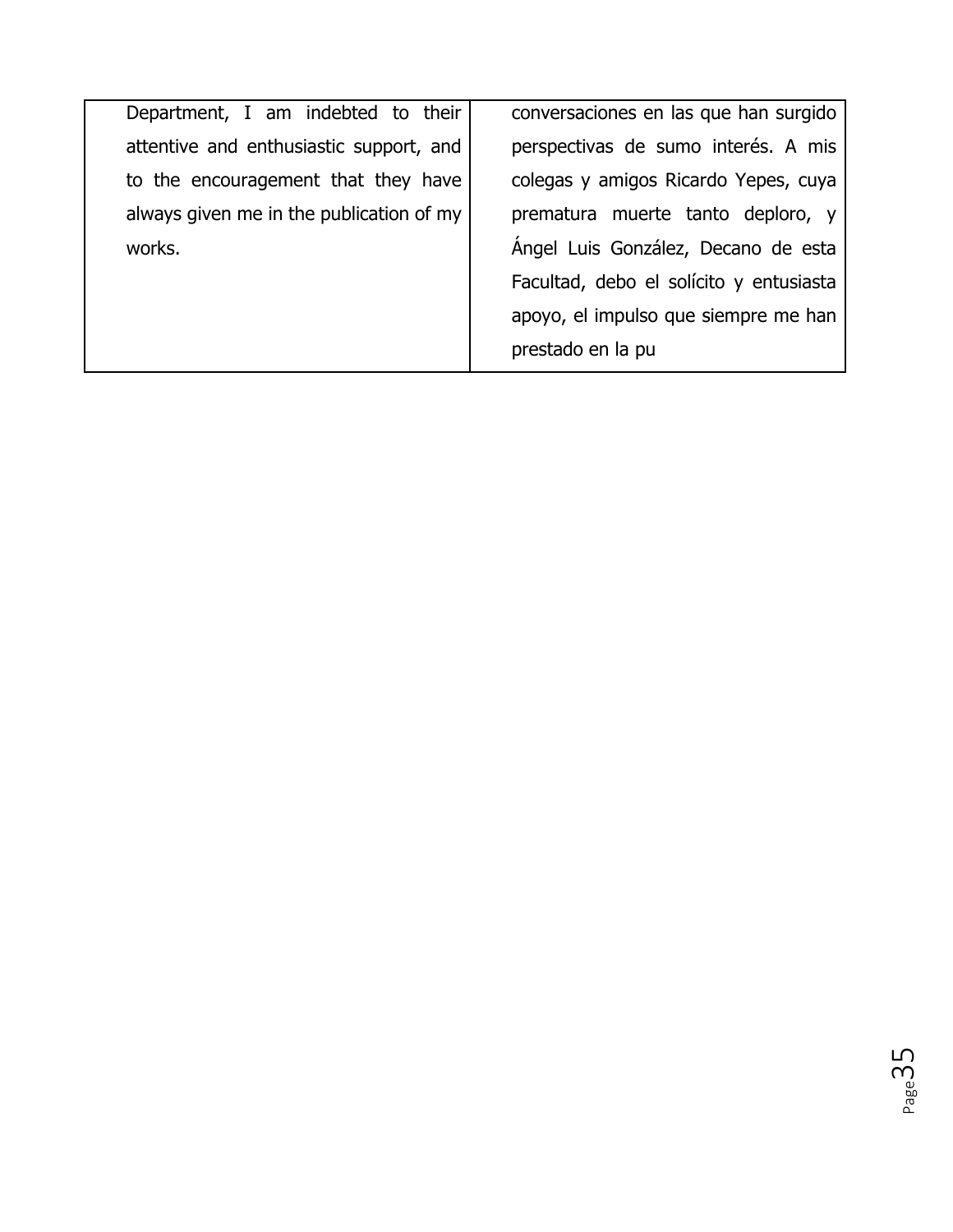| | |
|---|---|
| Department, I am indebted to their attentive and enthusiastic support, and to the encouragement that they have always given me in the publication of my works. | conversaciones en las que han surgido perspectivas de sumo interés. A mis colegas y amigos Ricardo Yepes, cuya prematura muerte tanto deploro, y Ángel Luis González, Decano de esta Facultad, debo el solícito y entusiasta apoyo, el impulso que siempre me han prestado en la pu |